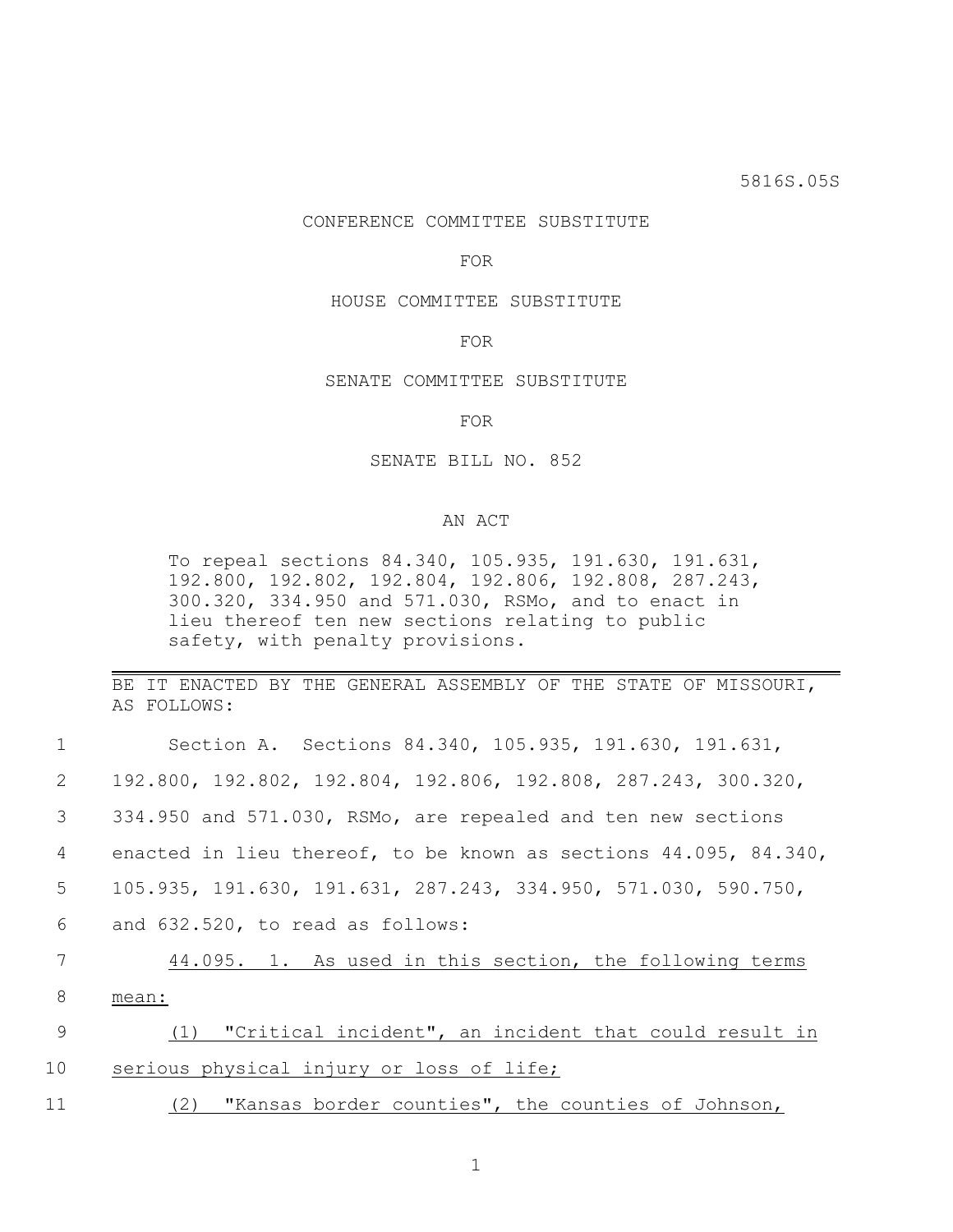5816S.05S

CONFERENCE COMMITTEE SUBSTITUTE

FOR

HOUSE COMMITTEE SUBSTITUTE

FOR

SENATE COMMITTEE SUBSTITUTE

FOR

SENATE BILL NO. 852

AN ACT

To repeal sections 84.340, 105.935, 191.630, 191.631, 192.800, 192.802, 192.804, 192.806, 192.808, 287.243, 300.320, 334.950 and 571.030, RSMo, and to enact in lieu thereof ten new sections relating to public safety, with penalty provisions.

---

BE IT ENACTED BY THE GENERAL ASSEMBLY OF THE STATE OF MISSOURI, AS FOLLOWS:

1 Section A. Sections 84.340, 105.935, 191.630, 191.631,
2 192.800, 192.802, 192.804, 192.806, 192.808, 287.243, 300.320,
3 334.950 and 571.030, RSMo, are repealed and ten new sections
4 enacted in lieu thereof, to be known as sections 44.095, 84.340,
5 105.935, 191.630, 191.631, 287.243, 334.950, 571.030, 590.750,
6 and 632.520, to read as follows:

7 44.095. 1. As used in this section, the following terms
8 mean:

9 (1) "Critical incident", an incident that could result in
10 serious physical injury or loss of life;

11 (2) "Kansas border counties", the counties of Johnson,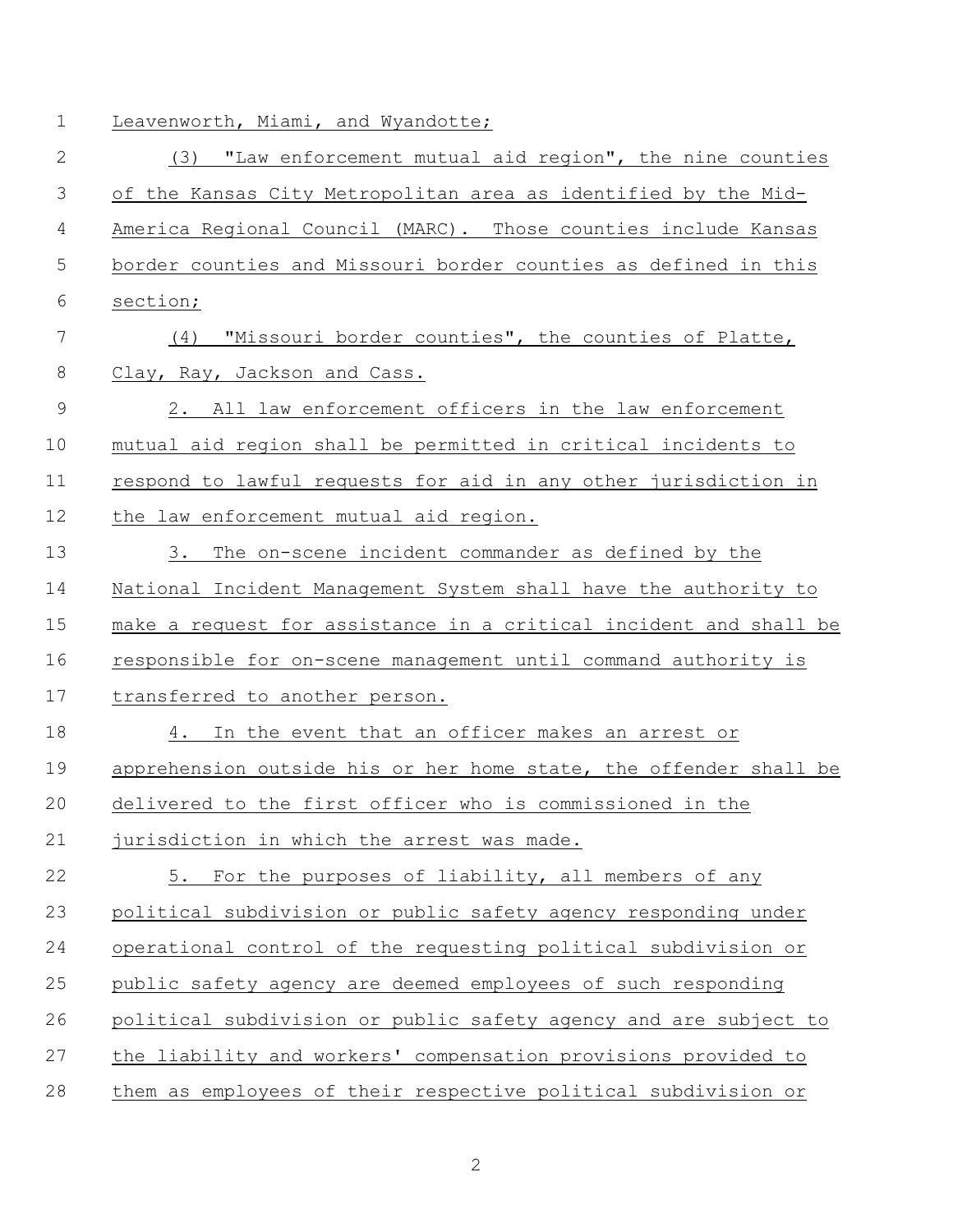Leavenworth, Miami, and Wyandotte;

(3) "Law enforcement mutual aid region", the nine counties of the Kansas City Metropolitan area as identified by the Mid-America Regional Council (MARC). Those counties include Kansas border counties and Missouri border counties as defined in this section;

(4) "Missouri border counties", the counties of Platte, Clay, Ray, Jackson and Cass.

2. All law enforcement officers in the law enforcement mutual aid region shall be permitted in critical incidents to respond to lawful requests for aid in any other jurisdiction in the law enforcement mutual aid region.

3. The on-scene incident commander as defined by the National Incident Management System shall have the authority to make a request for assistance in a critical incident and shall be responsible for on-scene management until command authority is transferred to another person.

4. In the event that an officer makes an arrest or apprehension outside his or her home state, the offender shall be delivered to the first officer who is commissioned in the jurisdiction in which the arrest was made.

5. For the purposes of liability, all members of any political subdivision or public safety agency responding under operational control of the requesting political subdivision or public safety agency are deemed employees of such responding political subdivision or public safety agency and are subject to the liability and workers' compensation provisions provided to them as employees of their respective political subdivision or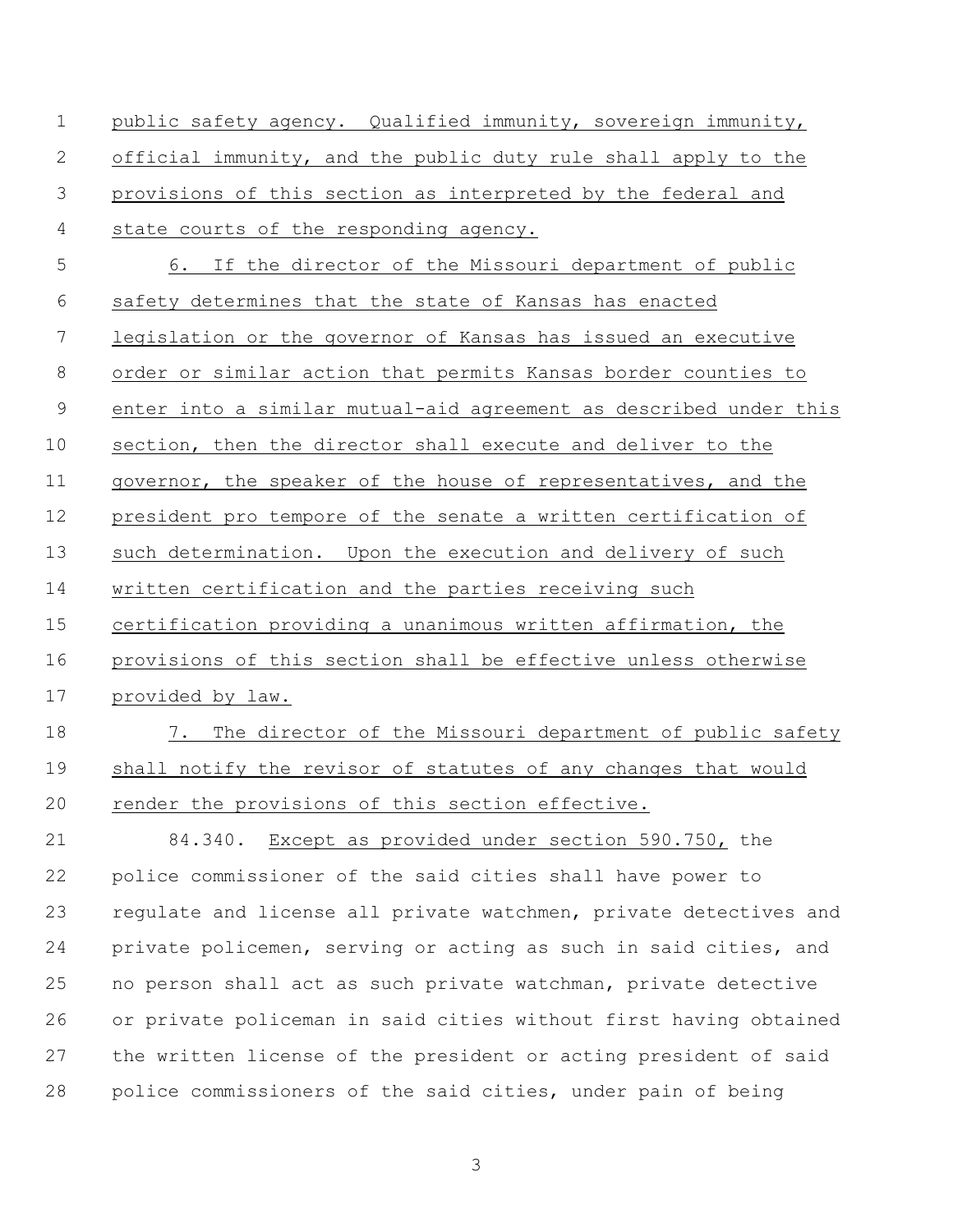public safety agency. Qualified immunity, sovereign immunity, official immunity, and the public duty rule shall apply to the provisions of this section as interpreted by the federal and state courts of the responding agency.

6. If the director of the Missouri department of public safety determines that the state of Kansas has enacted legislation or the governor of Kansas has issued an executive order or similar action that permits Kansas border counties to enter into a similar mutual-aid agreement as described under this section, then the director shall execute and deliver to the governor, the speaker of the house of representatives, and the president pro tempore of the senate a written certification of such determination. Upon the execution and delivery of such written certification and the parties receiving such certification providing a unanimous written affirmation, the provisions of this section shall be effective unless otherwise provided by law.

7. The director of the Missouri department of public safety shall notify the revisor of statutes of any changes that would render the provisions of this section effective.

84.340. Except as provided under section 590.750, the police commissioner of the said cities shall have power to regulate and license all private watchmen, private detectives and private policemen, serving or acting as such in said cities, and no person shall act as such private watchman, private detective or private policeman in said cities without first having obtained the written license of the president or acting president of said police commissioners of the said cities, under pain of being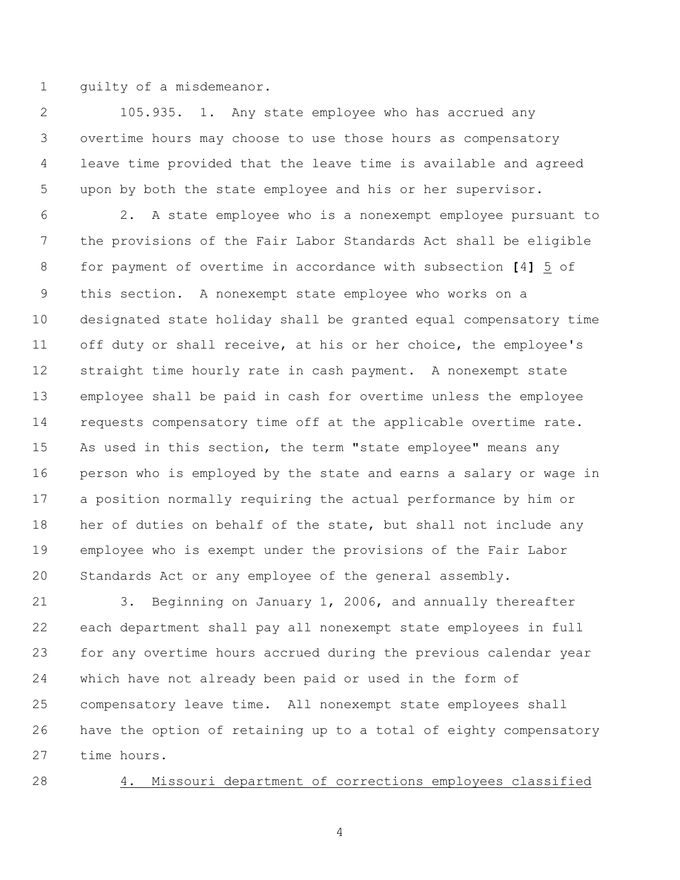guilty of a misdemeanor.

105.935. 1. Any state employee who has accrued any overtime hours may choose to use those hours as compensatory leave time provided that the leave time is available and agreed upon by both the state employee and his or her supervisor.

2. A state employee who is a nonexempt employee pursuant to the provisions of the Fair Labor Standards Act shall be eligible for payment of overtime in accordance with subsection **[**4**]** <u>5</u> of this section. A nonexempt state employee who works on a designated state holiday shall be granted equal compensatory time off duty or shall receive, at his or her choice, the employee's straight time hourly rate in cash payment. A nonexempt state employee shall be paid in cash for overtime unless the employee requests compensatory time off at the applicable overtime rate. As used in this section, the term "state employee" means any person who is employed by the state and earns a salary or wage in a position normally requiring the actual performance by him or her of duties on behalf of the state, but shall not include any employee who is exempt under the provisions of the Fair Labor Standards Act or any employee of the general assembly.

3. Beginning on January 1, 2006, and annually thereafter each department shall pay all nonexempt state employees in full for any overtime hours accrued during the previous calendar year which have not already been paid or used in the form of compensatory leave time. All nonexempt state employees shall have the option of retaining up to a total of eighty compensatory time hours.

<u>4. Missouri department of corrections employees classified</u>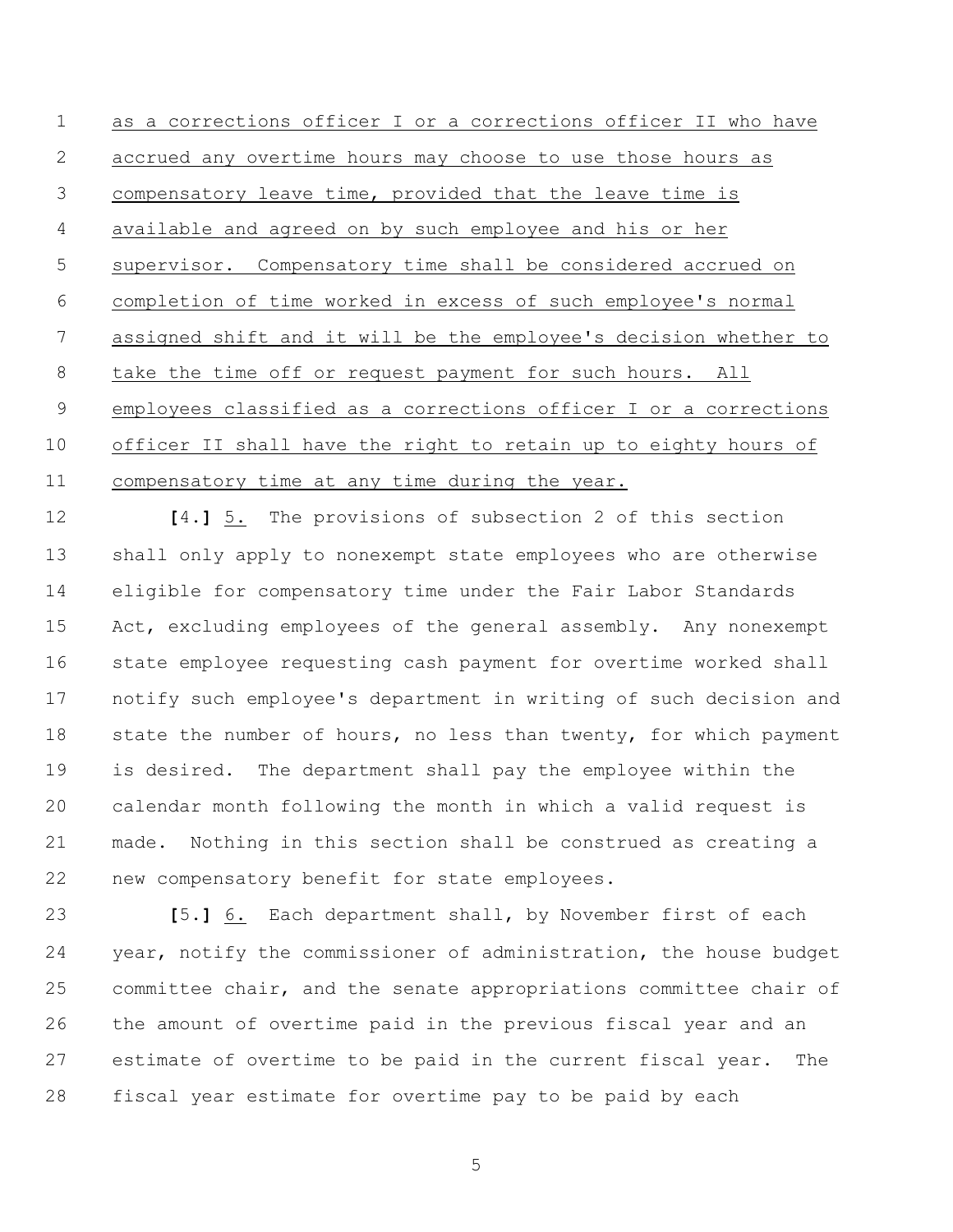as a corrections officer I or a corrections officer II who have accrued any overtime hours may choose to use those hours as compensatory leave time, provided that the leave time is available and agreed on by such employee and his or her supervisor. Compensatory time shall be considered accrued on completion of time worked in excess of such employee's normal assigned shift and it will be the employee's decision whether to take the time off or request payment for such hours. All employees classified as a corrections officer I or a corrections officer II shall have the right to retain up to eighty hours of compensatory time at any time during the year.

[4.] 5. The provisions of subsection 2 of this section shall only apply to nonexempt state employees who are otherwise eligible for compensatory time under the Fair Labor Standards Act, excluding employees of the general assembly. Any nonexempt state employee requesting cash payment for overtime worked shall notify such employee's department in writing of such decision and state the number of hours, no less than twenty, for which payment is desired. The department shall pay the employee within the calendar month following the month in which a valid request is made. Nothing in this section shall be construed as creating a new compensatory benefit for state employees.

[5.] 6. Each department shall, by November first of each year, notify the commissioner of administration, the house budget committee chair, and the senate appropriations committee chair of the amount of overtime paid in the previous fiscal year and an estimate of overtime to be paid in the current fiscal year. The fiscal year estimate for overtime pay to be paid by each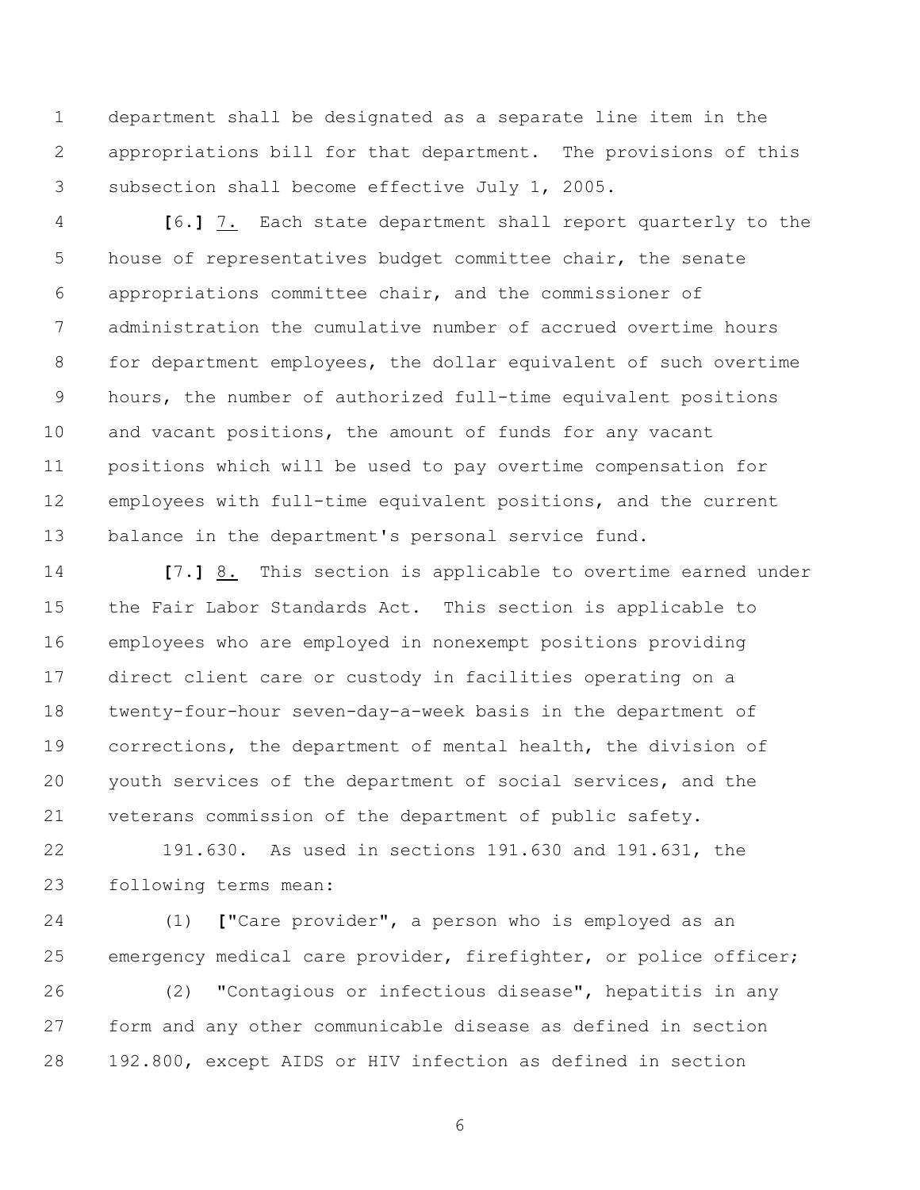department shall be designated as a separate line item in the appropriations bill for that department. The provisions of this subsection shall become effective July 1, 2005.

**[**6.**]** <u>7.</u> Each state department shall report quarterly to the house of representatives budget committee chair, the senate appropriations committee chair, and the commissioner of administration the cumulative number of accrued overtime hours for department employees, the dollar equivalent of such overtime hours, the number of authorized full-time equivalent positions and vacant positions, the amount of funds for any vacant positions which will be used to pay overtime compensation for employees with full-time equivalent positions, and the current balance in the department's personal service fund.

**[**7.**]** <u>8.</u> This section is applicable to overtime earned under the Fair Labor Standards Act. This section is applicable to employees who are employed in nonexempt positions providing direct client care or custody in facilities operating on a twenty-four-hour seven-day-a-week basis in the department of corrections, the department of mental health, the division of youth services of the department of social services, and the veterans commission of the department of public safety.

191.630. As used in sections 191.630 and 191.631, the following terms mean:

(1) **[**"Care provider", a person who is employed as an emergency medical care provider, firefighter, or police officer;

(2) "Contagious or infectious disease", hepatitis in any form and any other communicable disease as defined in section 192.800, except AIDS or HIV infection as defined in section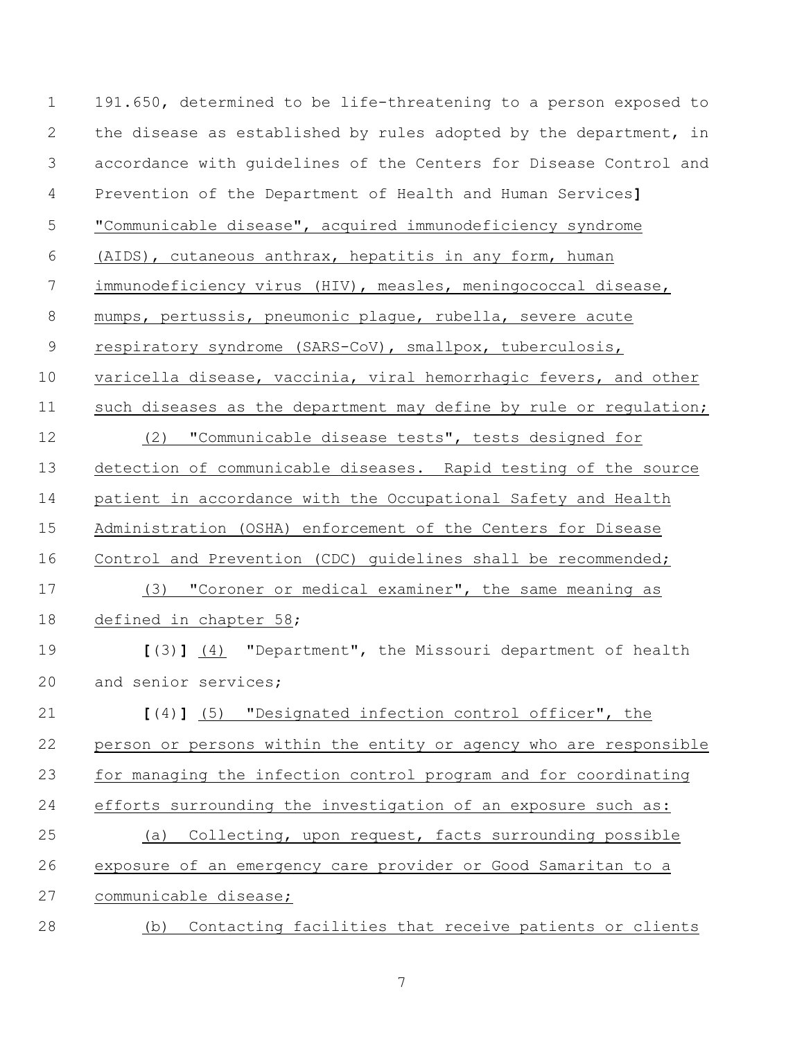191.650, determined to be life-threatening to a person exposed to the disease as established by rules adopted by the department, in accordance with guidelines of the Centers for Disease Control and Prevention of the Department of Health and Human Services**]** "Communicable disease", acquired immunodeficiency syndrome (AIDS), cutaneous anthrax, hepatitis in any form, human immunodeficiency virus (HIV), measles, meningococcal disease, mumps, pertussis, pneumonic plague, rubella, severe acute respiratory syndrome (SARS-CoV), smallpox, tuberculosis, varicella disease, vaccinia, viral hemorrhagic fevers, and other such diseases as the department may define by rule or regulation;

(2) "Communicable disease tests", tests designed for detection of communicable diseases. Rapid testing of the source patient in accordance with the Occupational Safety and Health Administration (OSHA) enforcement of the Centers for Disease Control and Prevention (CDC) guidelines shall be recommended;

(3) "Coroner or medical examiner", the same meaning as defined in chapter 58;

**[**(3)**]** (4) "Department", the Missouri department of health and senior services;

**[**(4)**]** (5) "Designated infection control officer", the person or persons within the entity or agency who are responsible for managing the infection control program and for coordinating efforts surrounding the investigation of an exposure such as:

(a) Collecting, upon request, facts surrounding possible exposure of an emergency care provider or Good Samaritan to a communicable disease;

(b) Contacting facilities that receive patients or clients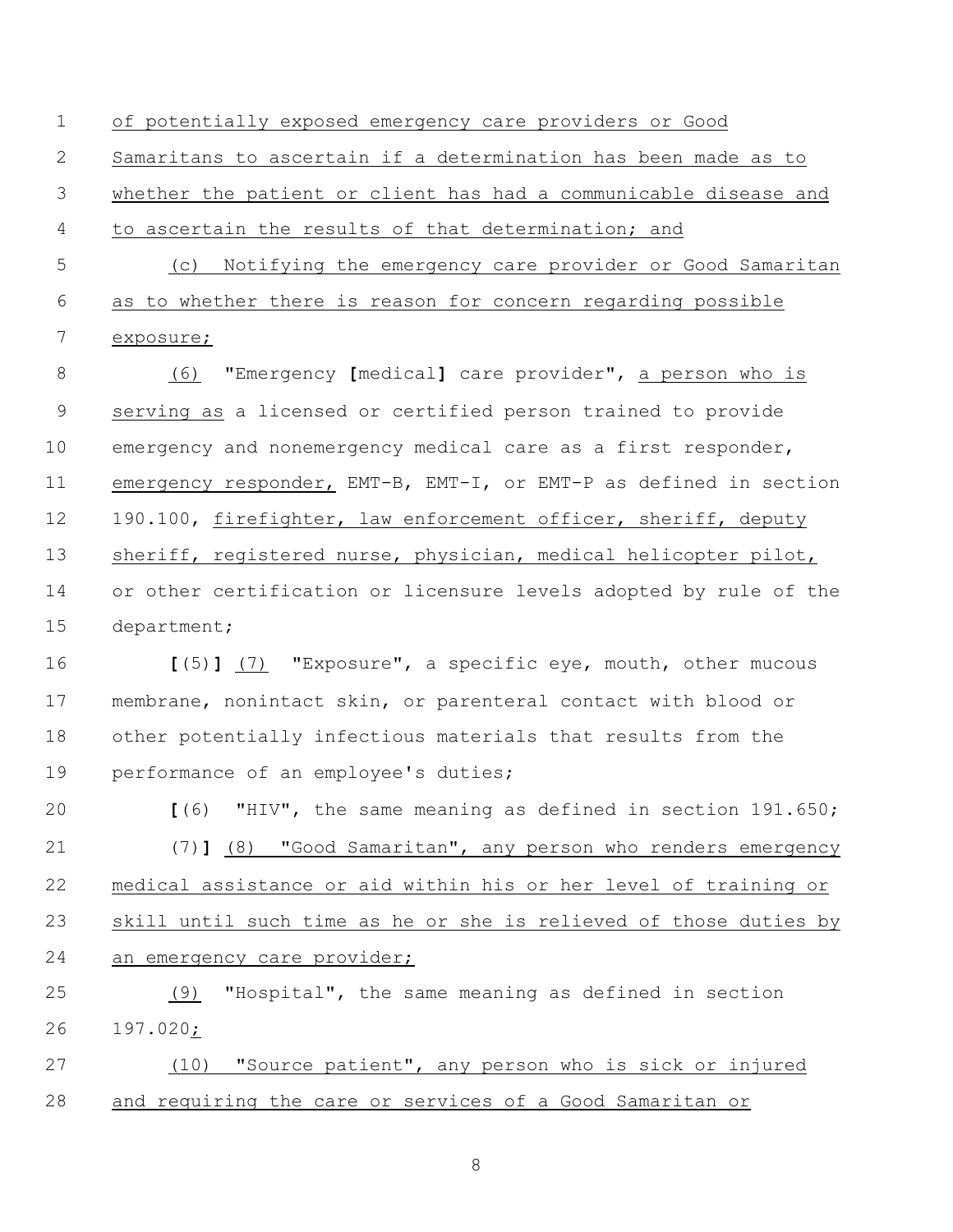of potentially exposed emergency care providers or Good Samaritans to ascertain if a determination has been made as to whether the patient or client has had a communicable disease and to ascertain the results of that determination; and

(c) Notifying the emergency care provider or Good Samaritan as to whether there is reason for concern regarding possible exposure;

(6) "Emergency [medical] care provider", a person who is serving as a licensed or certified person trained to provide emergency and nonemergency medical care as a first responder, emergency responder, EMT-B, EMT-I, or EMT-P as defined in section 190.100, firefighter, law enforcement officer, sheriff, deputy sheriff, registered nurse, physician, medical helicopter pilot, or other certification or licensure levels adopted by rule of the department;

[(5)] (7) "Exposure", a specific eye, mouth, other mucous membrane, nonintact skin, or parenteral contact with blood or other potentially infectious materials that results from the performance of an employee's duties;

[(6) "HIV", the same meaning as defined in section 191.650;

(7)] (8) "Good Samaritan", any person who renders emergency medical assistance or aid within his or her level of training or skill until such time as he or she is relieved of those duties by an emergency care provider;

(9) "Hospital", the same meaning as defined in section 197.020;

(10) "Source patient", any person who is sick or injured and requiring the care or services of a Good Samaritan or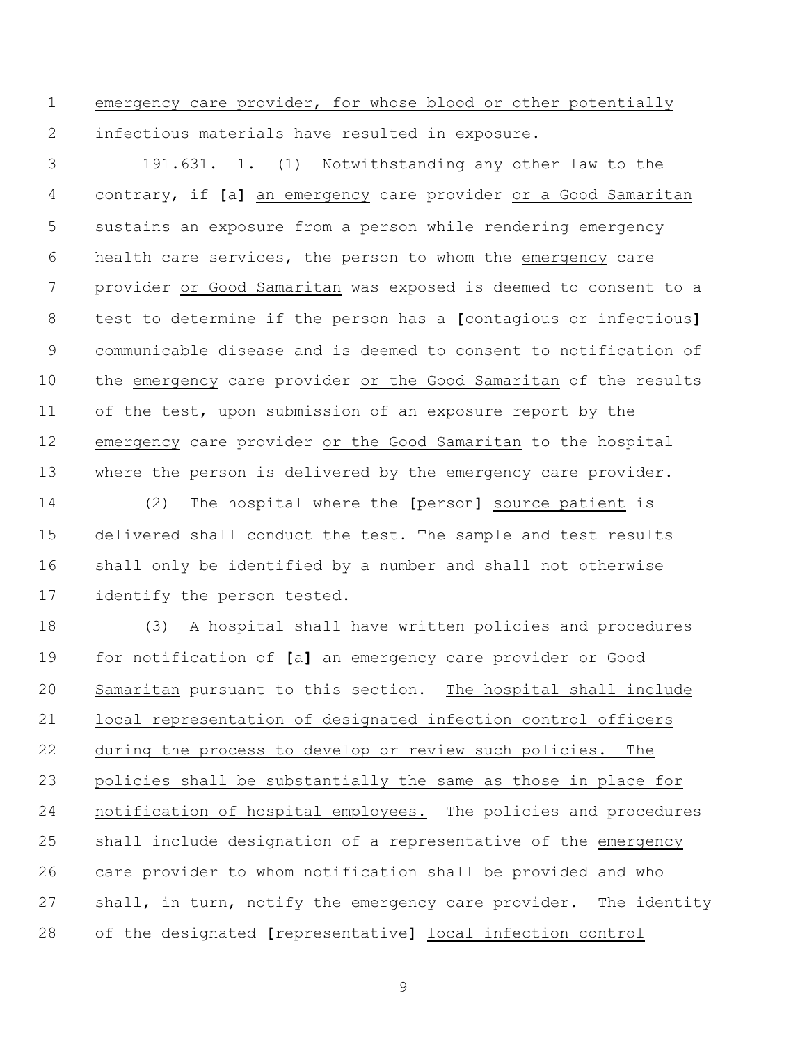emergency care provider, for whose blood or other potentially infectious materials have resulted in exposure.

191.631. 1. (1) Notwithstanding any other law to the contrary, if **[**a**]** an emergency care provider or a Good Samaritan sustains an exposure from a person while rendering emergency health care services, the person to whom the emergency care provider or Good Samaritan was exposed is deemed to consent to a test to determine if the person has a **[**contagious or infectious**]** communicable disease and is deemed to consent to notification of the emergency care provider or the Good Samaritan of the results of the test, upon submission of an exposure report by the emergency care provider or the Good Samaritan to the hospital where the person is delivered by the emergency care provider.

(2) The hospital where the **[**person**]** source patient is delivered shall conduct the test. The sample and test results shall only be identified by a number and shall not otherwise identify the person tested.

(3) A hospital shall have written policies and procedures for notification of **[**a**]** an emergency care provider or Good Samaritan pursuant to this section. The hospital shall include local representation of designated infection control officers during the process to develop or review such policies. The policies shall be substantially the same as those in place for notification of hospital employees. The policies and procedures shall include designation of a representative of the emergency care provider to whom notification shall be provided and who shall, in turn, notify the emergency care provider. The identity of the designated **[**representative**]** local infection control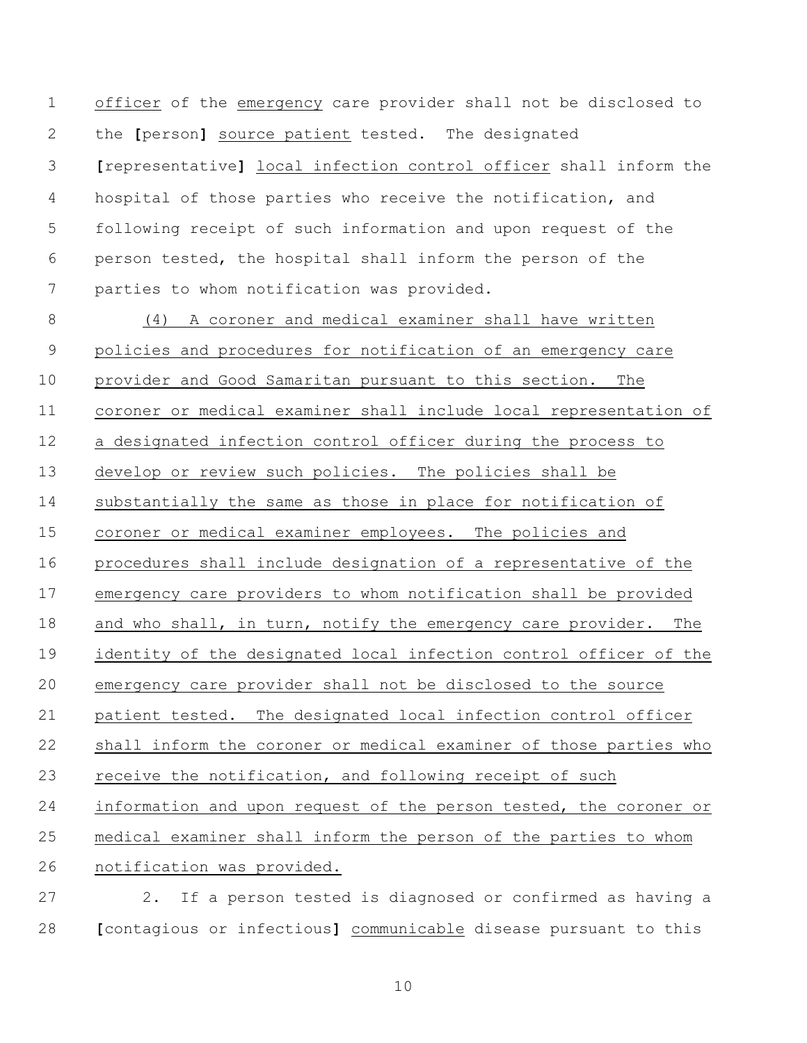officer of the emergency care provider shall not be disclosed to the [person] source patient tested. The designated [representative] local infection control officer shall inform the hospital of those parties who receive the notification, and following receipt of such information and upon request of the person tested, the hospital shall inform the person of the parties to whom notification was provided.

(4) A coroner and medical examiner shall have written policies and procedures for notification of an emergency care provider and Good Samaritan pursuant to this section. The coroner or medical examiner shall include local representation of a designated infection control officer during the process to develop or review such policies. The policies shall be substantially the same as those in place for notification of coroner or medical examiner employees. The policies and procedures shall include designation of a representative of the emergency care providers to whom notification shall be provided and who shall, in turn, notify the emergency care provider. The identity of the designated local infection control officer of the emergency care provider shall not be disclosed to the source patient tested. The designated local infection control officer shall inform the coroner or medical examiner of those parties who receive the notification, and following receipt of such information and upon request of the person tested, the coroner or medical examiner shall inform the person of the parties to whom notification was provided.

2. If a person tested is diagnosed or confirmed as having a [contagious or infectious] communicable disease pursuant to this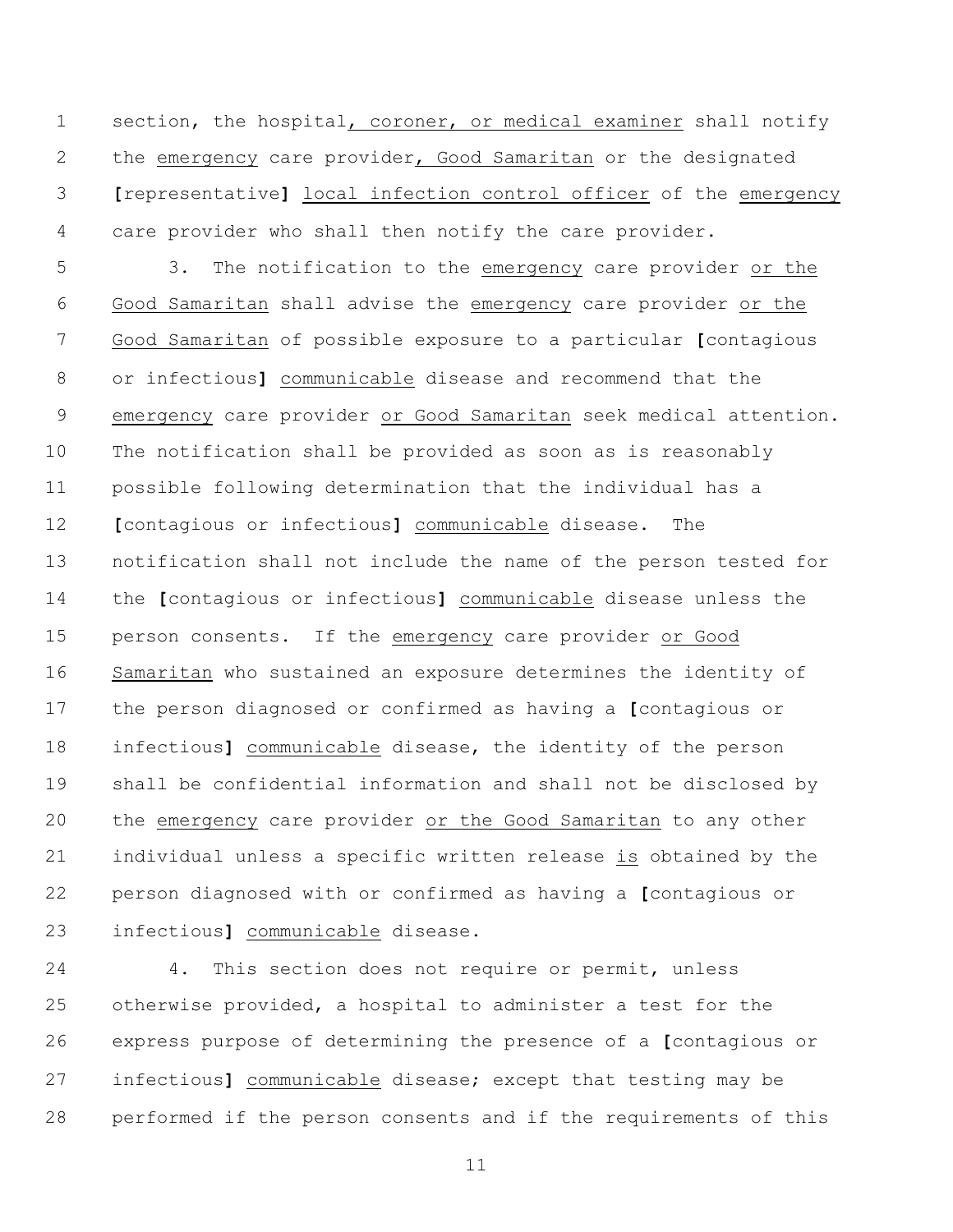section, the hospital, coroner, or medical examiner shall notify the emergency care provider, Good Samaritan or the designated **[**representative**]** local infection control officer of the emergency care provider who shall then notify the care provider.

3. The notification to the emergency care provider or the Good Samaritan shall advise the emergency care provider or the Good Samaritan of possible exposure to a particular **[**contagious or infectious**]** communicable disease and recommend that the emergency care provider or Good Samaritan seek medical attention. The notification shall be provided as soon as is reasonably possible following determination that the individual has a **[**contagious or infectious**]** communicable disease. The notification shall not include the name of the person tested for the **[**contagious or infectious**]** communicable disease unless the person consents. If the emergency care provider or Good Samaritan who sustained an exposure determines the identity of the person diagnosed or confirmed as having a **[**contagious or infectious**]** communicable disease, the identity of the person shall be confidential information and shall not be disclosed by the emergency care provider or the Good Samaritan to any other individual unless a specific written release is obtained by the person diagnosed with or confirmed as having a **[**contagious or infectious**]** communicable disease.

4. This section does not require or permit, unless otherwise provided, a hospital to administer a test for the express purpose of determining the presence of a **[**contagious or infectious**]** communicable disease; except that testing may be performed if the person consents and if the requirements of this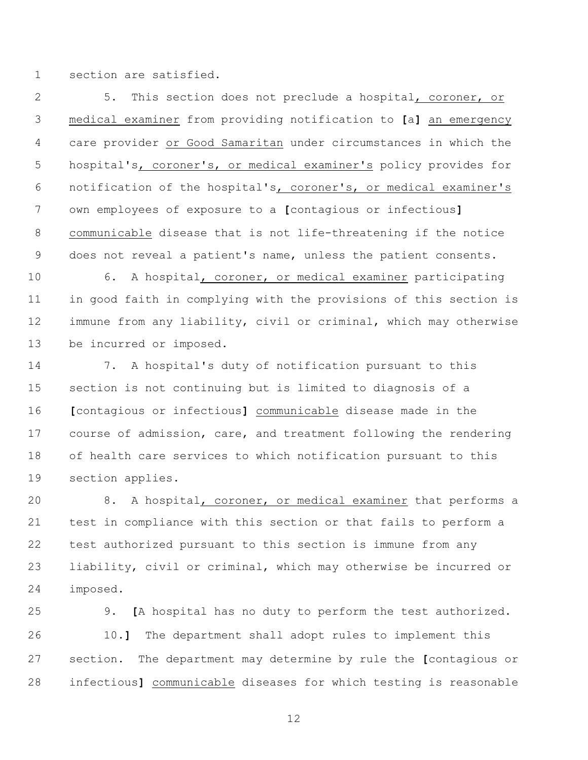section are satisfied.

5. This section does not preclude a hospital<u>, coroner, or medical examiner</u> from providing notification to **[**a**]** <u>an emergency</u> care provider <u>or Good Samaritan</u> under circumstances in which the hospital's<u>, coroner's, or medical examiner's</u> policy provides for notification of the hospital's<u>, coroner's, or medical examiner's</u> own employees of exposure to a **[**contagious or infectious**]** <u>communicable</u> disease that is not life-threatening if the notice does not reveal a patient's name, unless the patient consents.

6. A hospital<u>, coroner, or medical examiner</u> participating in good faith in complying with the provisions of this section is immune from any liability, civil or criminal, which may otherwise be incurred or imposed.

7. A hospital's duty of notification pursuant to this section is not continuing but is limited to diagnosis of a **[**contagious or infectious**]** <u>communicable</u> disease made in the course of admission, care, and treatment following the rendering of health care services to which notification pursuant to this section applies.

8. A hospital<u>, coroner, or medical examiner</u> that performs a test in compliance with this section or that fails to perform a test authorized pursuant to this section is immune from any liability, civil or criminal, which may otherwise be incurred or imposed.

9. **[**A hospital has no duty to perform the test authorized.

10.**]** The department shall adopt rules to implement this section. The department may determine by rule the **[**contagious or infectious**]** <u>communicable</u> diseases for which testing is reasonable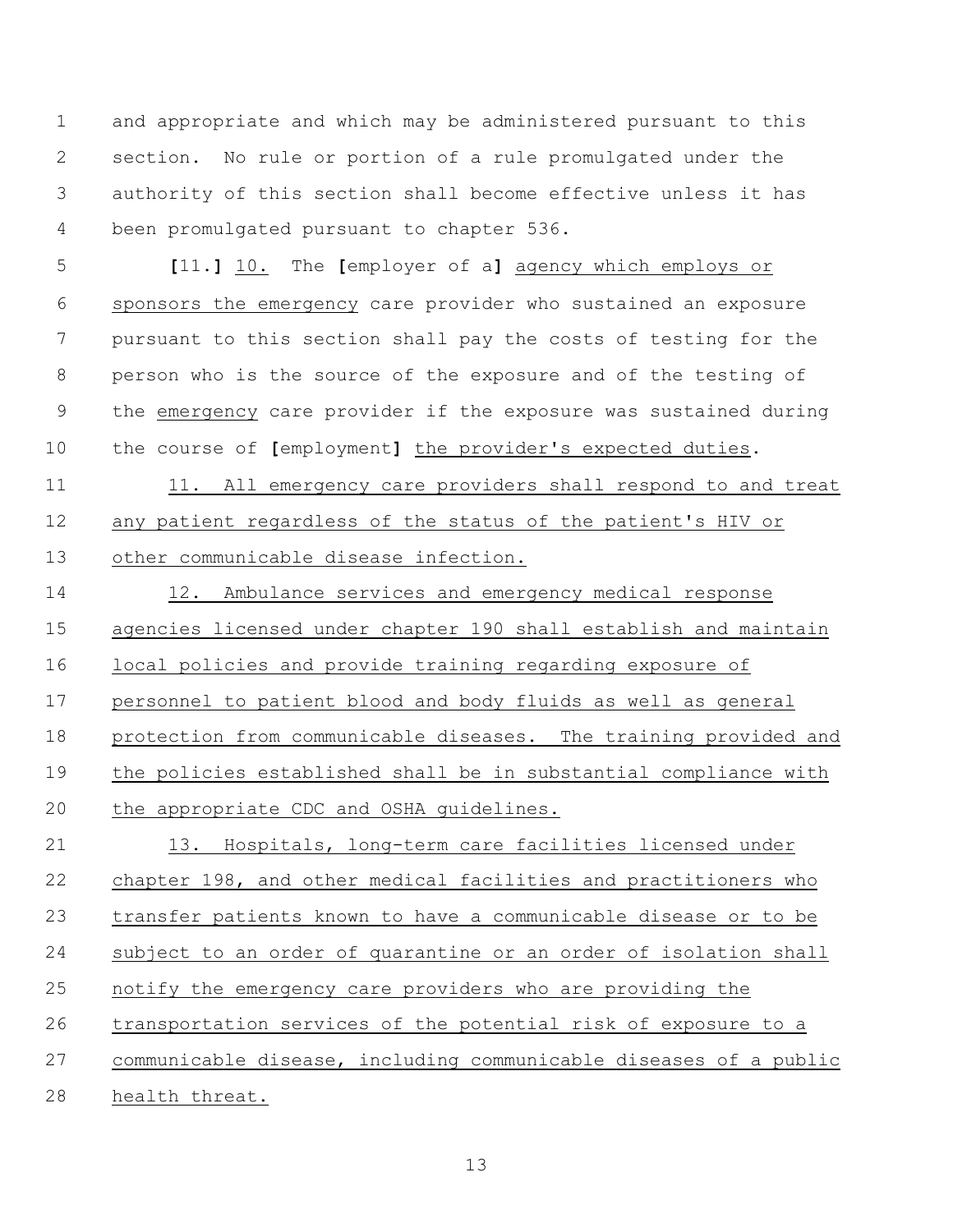and appropriate and which may be administered pursuant to this section. No rule or portion of a rule promulgated under the authority of this section shall become effective unless it has been promulgated pursuant to chapter 536.

[11.] 10. The [employer of a] agency which employs or sponsors the emergency care provider who sustained an exposure pursuant to this section shall pay the costs of testing for the person who is the source of the exposure and of the testing of the emergency care provider if the exposure was sustained during the course of [employment] the provider's expected duties.

11. All emergency care providers shall respond to and treat any patient regardless of the status of the patient's HIV or other communicable disease infection.

12. Ambulance services and emergency medical response agencies licensed under chapter 190 shall establish and maintain local policies and provide training regarding exposure of personnel to patient blood and body fluids as well as general protection from communicable diseases. The training provided and the policies established shall be in substantial compliance with the appropriate CDC and OSHA guidelines.

13. Hospitals, long-term care facilities licensed under chapter 198, and other medical facilities and practitioners who transfer patients known to have a communicable disease or to be subject to an order of quarantine or an order of isolation shall notify the emergency care providers who are providing the transportation services of the potential risk of exposure to a communicable disease, including communicable diseases of a public health threat.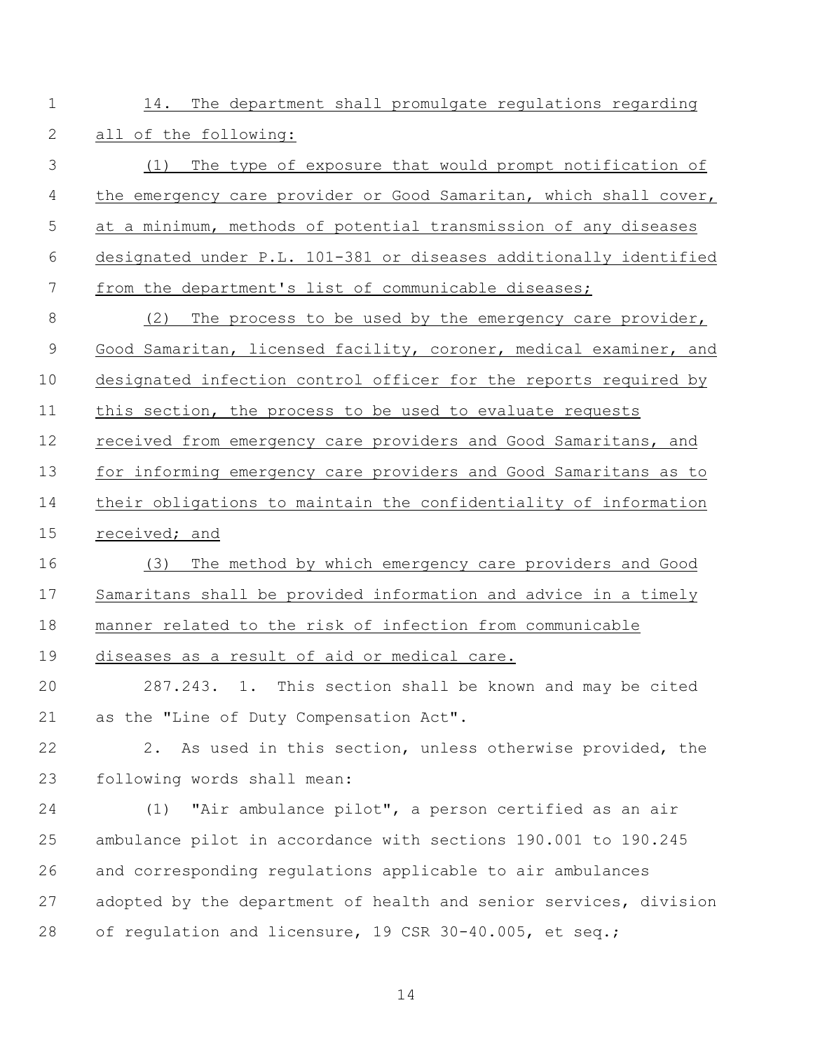14. The department shall promulgate regulations regarding all of the following:

(1) The type of exposure that would prompt notification of the emergency care provider or Good Samaritan, which shall cover, at a minimum, methods of potential transmission of any diseases designated under P.L. 101-381 or diseases additionally identified from the department's list of communicable diseases;

(2) The process to be used by the emergency care provider, Good Samaritan, licensed facility, coroner, medical examiner, and designated infection control officer for the reports required by this section, the process to be used to evaluate requests received from emergency care providers and Good Samaritans, and for informing emergency care providers and Good Samaritans as to their obligations to maintain the confidentiality of information received; and

(3) The method by which emergency care providers and Good Samaritans shall be provided information and advice in a timely manner related to the risk of infection from communicable diseases as a result of aid or medical care.

287.243. 1. This section shall be known and may be cited as the "Line of Duty Compensation Act".

2. As used in this section, unless otherwise provided, the following words shall mean:

(1) "Air ambulance pilot", a person certified as an air ambulance pilot in accordance with sections 190.001 to 190.245 and corresponding regulations applicable to air ambulances adopted by the department of health and senior services, division of regulation and licensure, 19 CSR 30-40.005, et seq.;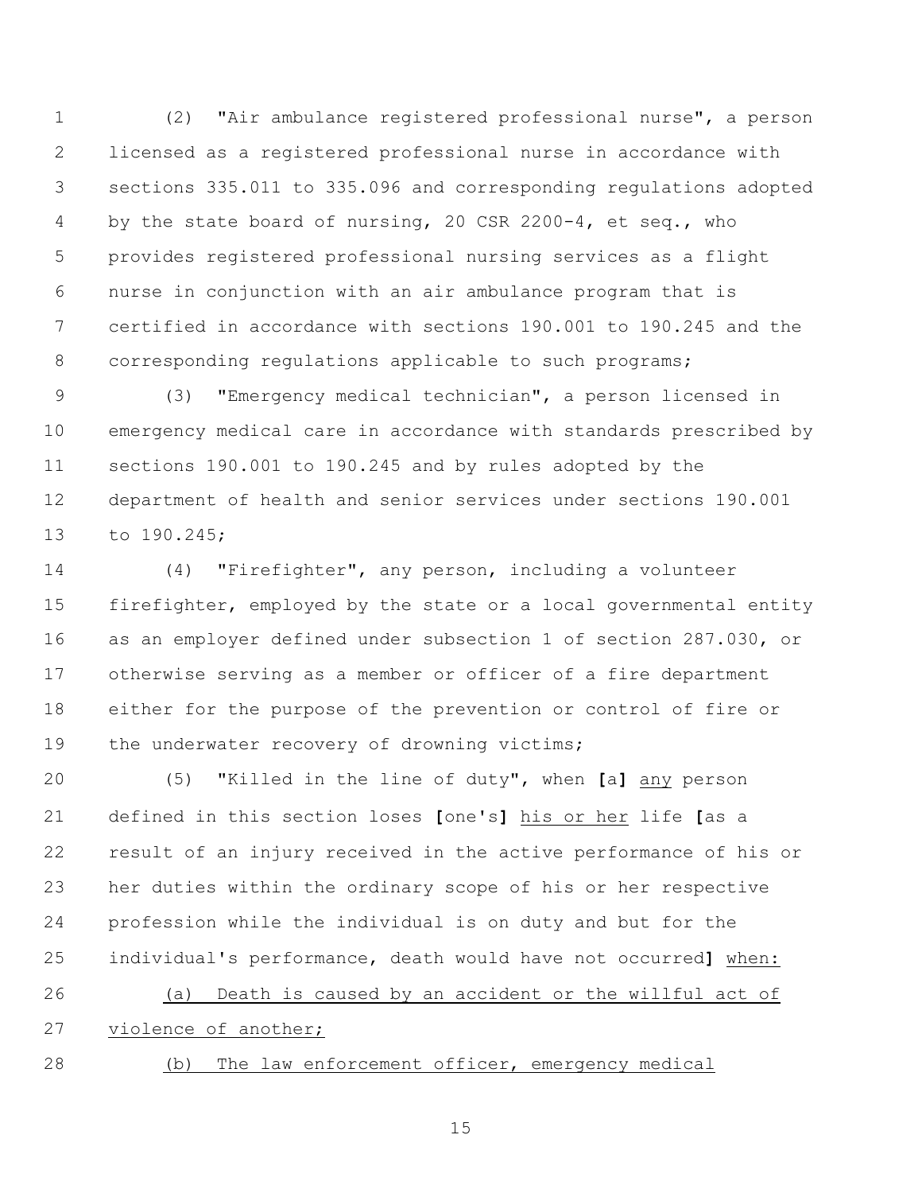(2) "Air ambulance registered professional nurse", a person licensed as a registered professional nurse in accordance with sections 335.011 to 335.096 and corresponding regulations adopted by the state board of nursing, 20 CSR 2200-4, et seq., who provides registered professional nursing services as a flight nurse in conjunction with an air ambulance program that is certified in accordance with sections 190.001 to 190.245 and the corresponding regulations applicable to such programs;

(3) "Emergency medical technician", a person licensed in emergency medical care in accordance with standards prescribed by sections 190.001 to 190.245 and by rules adopted by the department of health and senior services under sections 190.001 to 190.245;

(4) "Firefighter", any person, including a volunteer firefighter, employed by the state or a local governmental entity as an employer defined under subsection 1 of section 287.030, or otherwise serving as a member or officer of a fire department either for the purpose of the prevention or control of fire or the underwater recovery of drowning victims;

(5) "Killed in the line of duty", when **[**a**]** <u>any</u> person defined in this section loses **[**one's**]** <u>his or her</u> life **[**as a result of an injury received in the active performance of his or her duties within the ordinary scope of his or her respective profession while the individual is on duty and but for the individual's performance, death would have not occurred**]** <u>when:</u>

<u>(a) Death is caused by an accident or the willful act of violence of another;</u>

<u>(b) The law enforcement officer, emergency medical</u>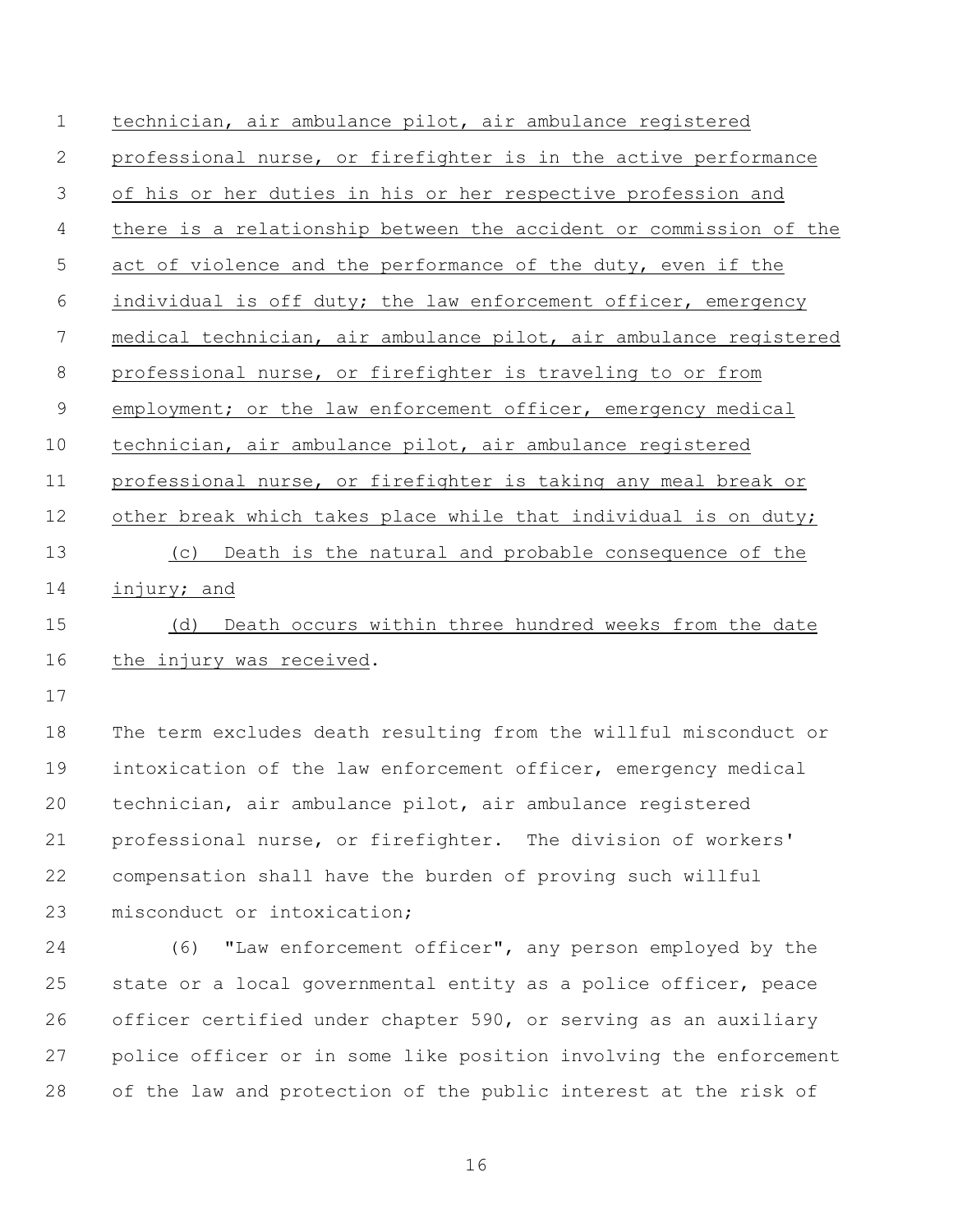technician, air ambulance pilot, air ambulance registered professional nurse, or firefighter is in the active performance of his or her duties in his or her respective profession and there is a relationship between the accident or commission of the act of violence and the performance of the duty, even if the individual is off duty; the law enforcement officer, emergency medical technician, air ambulance pilot, air ambulance registered professional nurse, or firefighter is traveling to or from employment; or the law enforcement officer, emergency medical technician, air ambulance pilot, air ambulance registered professional nurse, or firefighter is taking any meal break or other break which takes place while that individual is on duty;

(c) Death is the natural and probable consequence of the injury; and

(d) Death occurs within three hundred weeks from the date the injury was received.

The term excludes death resulting from the willful misconduct or intoxication of the law enforcement officer, emergency medical technician, air ambulance pilot, air ambulance registered professional nurse, or firefighter. The division of workers' compensation shall have the burden of proving such willful misconduct or intoxication;

(6) "Law enforcement officer", any person employed by the state or a local governmental entity as a police officer, peace officer certified under chapter 590, or serving as an auxiliary police officer or in some like position involving the enforcement of the law and protection of the public interest at the risk of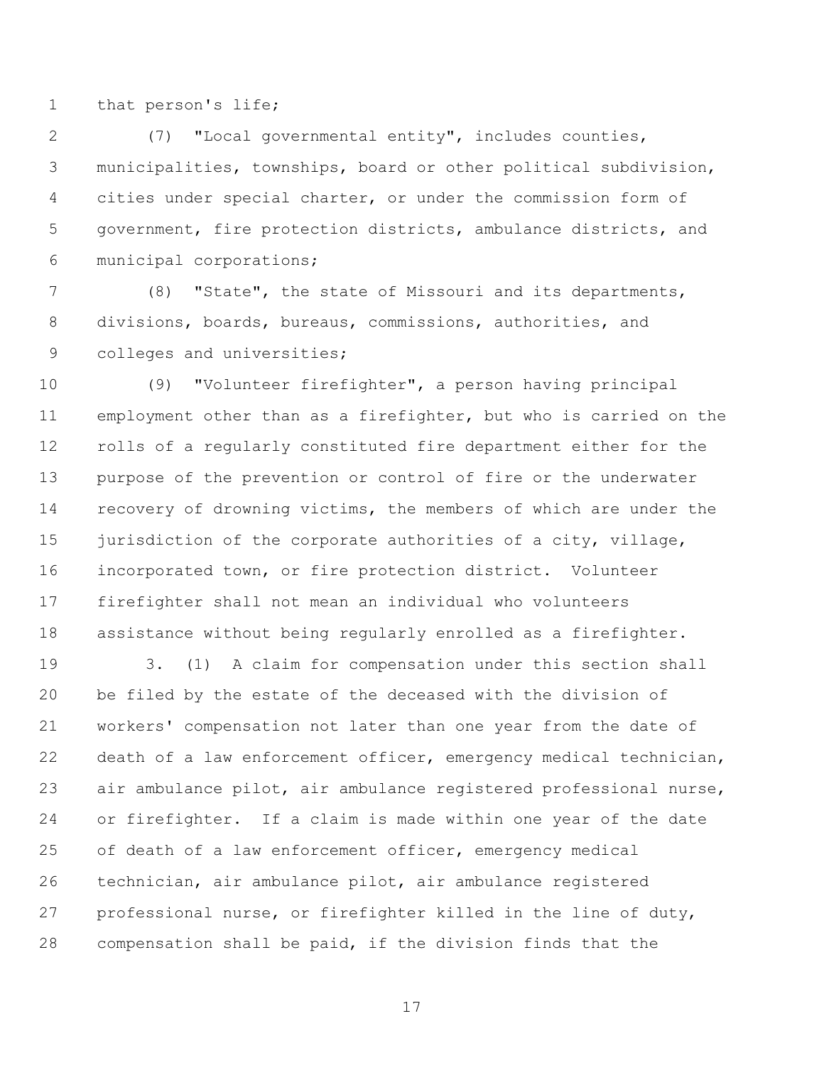that person's life;

(7) "Local governmental entity", includes counties, municipalities, townships, board or other political subdivision, cities under special charter, or under the commission form of government, fire protection districts, ambulance districts, and municipal corporations;

(8) "State", the state of Missouri and its departments, divisions, boards, bureaus, commissions, authorities, and colleges and universities;

(9) "Volunteer firefighter", a person having principal employment other than as a firefighter, but who is carried on the rolls of a regularly constituted fire department either for the purpose of the prevention or control of fire or the underwater recovery of drowning victims, the members of which are under the jurisdiction of the corporate authorities of a city, village, incorporated town, or fire protection district. Volunteer firefighter shall not mean an individual who volunteers assistance without being regularly enrolled as a firefighter.

3. (1) A claim for compensation under this section shall be filed by the estate of the deceased with the division of workers' compensation not later than one year from the date of death of a law enforcement officer, emergency medical technician, air ambulance pilot, air ambulance registered professional nurse, or firefighter. If a claim is made within one year of the date of death of a law enforcement officer, emergency medical technician, air ambulance pilot, air ambulance registered professional nurse, or firefighter killed in the line of duty, compensation shall be paid, if the division finds that the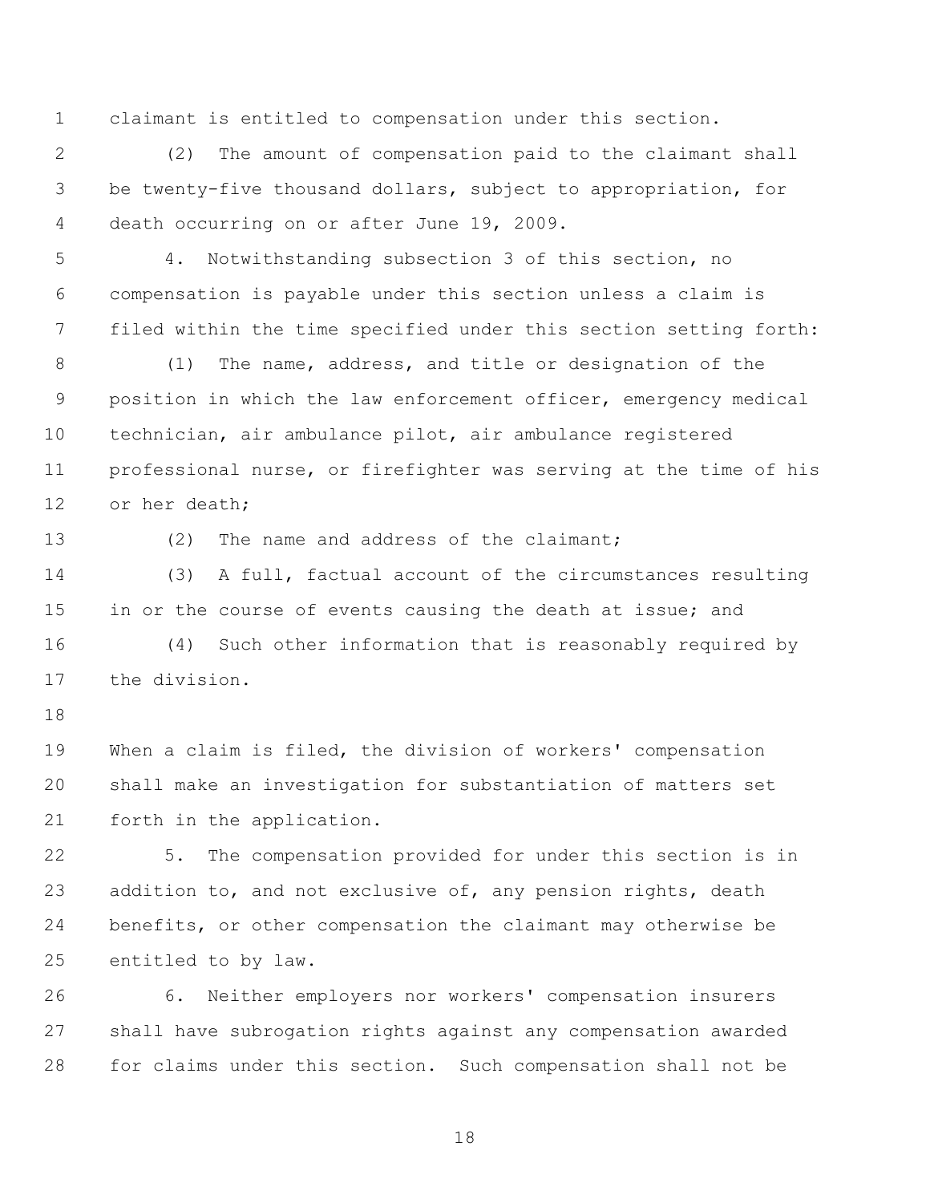claimant is entitled to compensation under this section.

(2) The amount of compensation paid to the claimant shall be twenty-five thousand dollars, subject to appropriation, for death occurring on or after June 19, 2009.

4. Notwithstanding subsection 3 of this section, no compensation is payable under this section unless a claim is filed within the time specified under this section setting forth:

(1) The name, address, and title or designation of the position in which the law enforcement officer, emergency medical technician, air ambulance pilot, air ambulance registered professional nurse, or firefighter was serving at the time of his or her death;

(2) The name and address of the claimant;

(3) A full, factual account of the circumstances resulting in or the course of events causing the death at issue; and

(4) Such other information that is reasonably required by the division.

When a claim is filed, the division of workers' compensation shall make an investigation for substantiation of matters set forth in the application.

5. The compensation provided for under this section is in addition to, and not exclusive of, any pension rights, death benefits, or other compensation the claimant may otherwise be entitled to by law.

6. Neither employers nor workers' compensation insurers shall have subrogation rights against any compensation awarded for claims under this section. Such compensation shall not be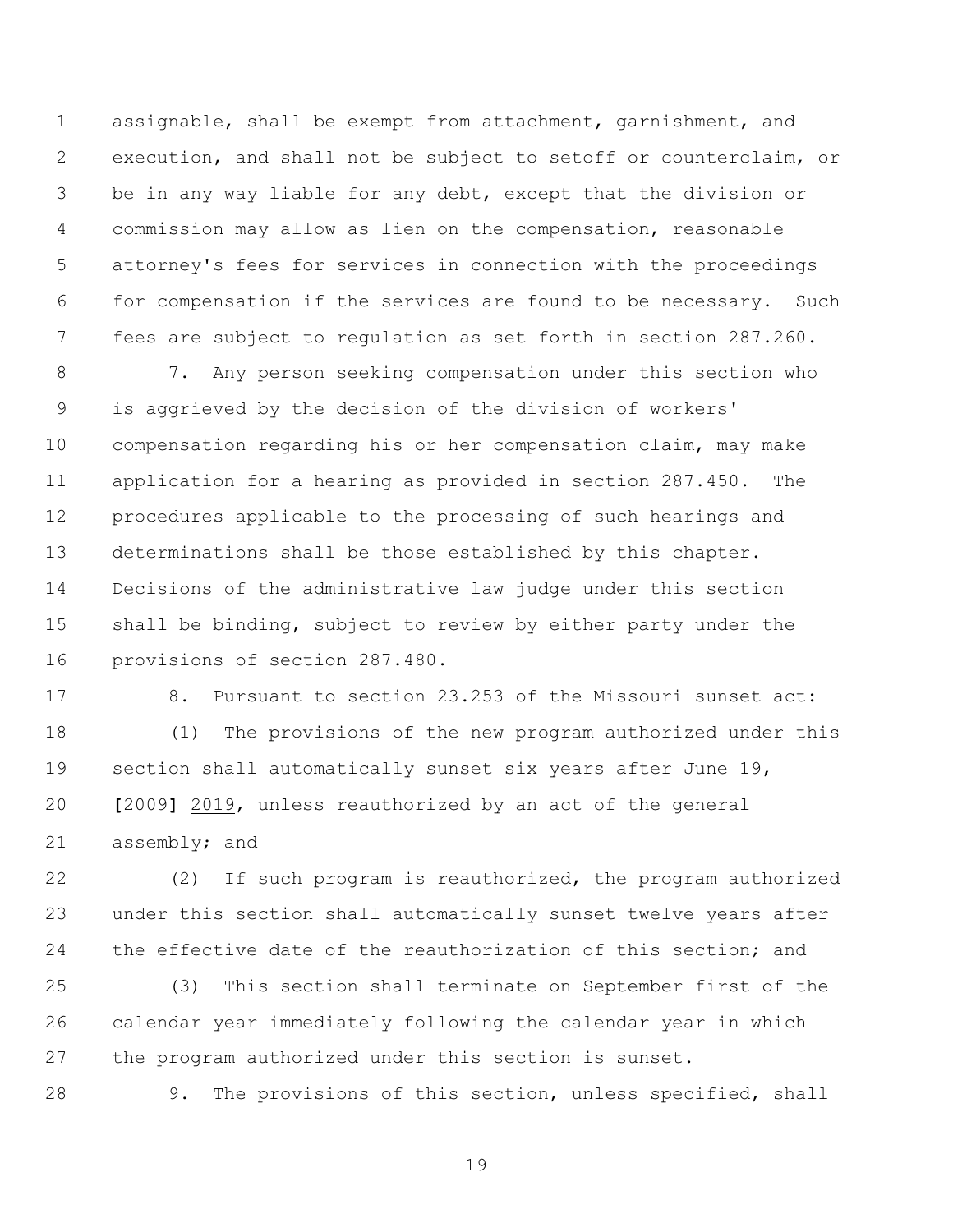assignable, shall be exempt from attachment, garnishment, and execution, and shall not be subject to setoff or counterclaim, or be in any way liable for any debt, except that the division or commission may allow as lien on the compensation, reasonable attorney's fees for services in connection with the proceedings for compensation if the services are found to be necessary. Such fees are subject to regulation as set forth in section 287.260.

7. Any person seeking compensation under this section who is aggrieved by the decision of the division of workers' compensation regarding his or her compensation claim, may make application for a hearing as provided in section 287.450. The procedures applicable to the processing of such hearings and determinations shall be those established by this chapter. Decisions of the administrative law judge under this section shall be binding, subject to review by either party under the provisions of section 287.480.

8. Pursuant to section 23.253 of the Missouri sunset act:

(1) The provisions of the new program authorized under this section shall automatically sunset six years after June 19, [2009] 2019, unless reauthorized by an act of the general assembly; and

(2) If such program is reauthorized, the program authorized under this section shall automatically sunset twelve years after the effective date of the reauthorization of this section; and

(3) This section shall terminate on September first of the calendar year immediately following the calendar year in which the program authorized under this section is sunset.

9. The provisions of this section, unless specified, shall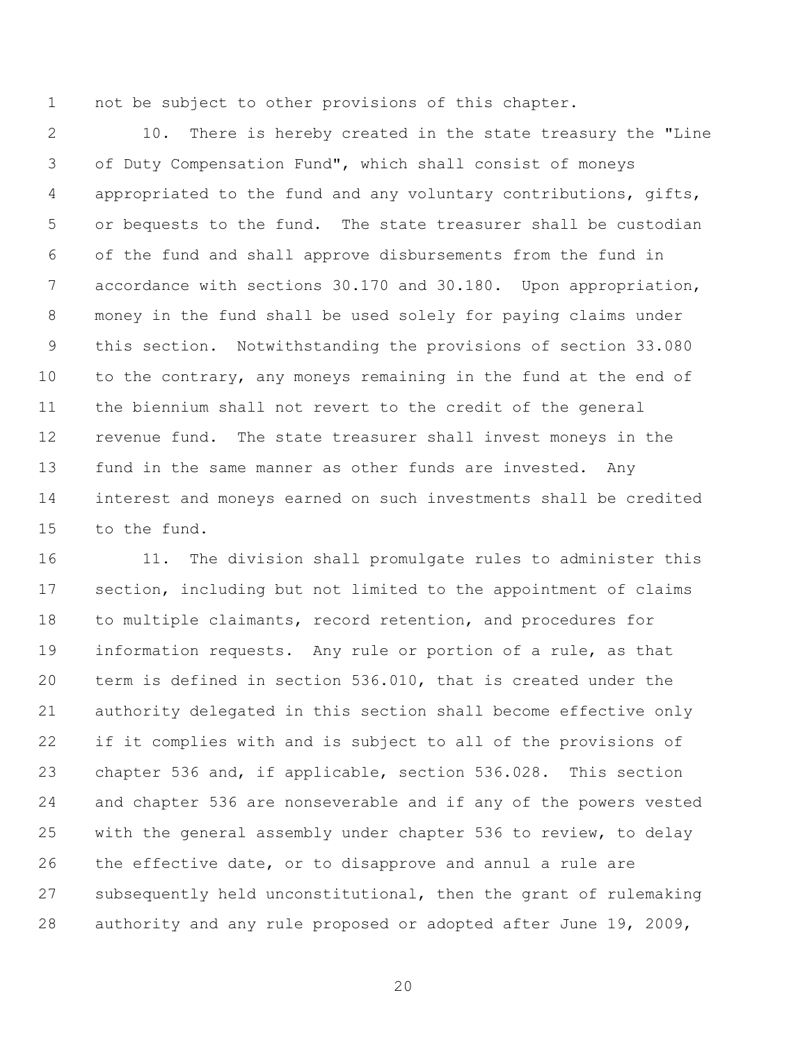not be subject to other provisions of this chapter.

10. There is hereby created in the state treasury the "Line of Duty Compensation Fund", which shall consist of moneys appropriated to the fund and any voluntary contributions, gifts, or bequests to the fund. The state treasurer shall be custodian of the fund and shall approve disbursements from the fund in accordance with sections 30.170 and 30.180. Upon appropriation, money in the fund shall be used solely for paying claims under this section. Notwithstanding the provisions of section 33.080 to the contrary, any moneys remaining in the fund at the end of the biennium shall not revert to the credit of the general revenue fund. The state treasurer shall invest moneys in the fund in the same manner as other funds are invested. Any interest and moneys earned on such investments shall be credited to the fund.

11. The division shall promulgate rules to administer this section, including but not limited to the appointment of claims to multiple claimants, record retention, and procedures for information requests. Any rule or portion of a rule, as that term is defined in section 536.010, that is created under the authority delegated in this section shall become effective only if it complies with and is subject to all of the provisions of chapter 536 and, if applicable, section 536.028. This section and chapter 536 are nonseverable and if any of the powers vested with the general assembly under chapter 536 to review, to delay the effective date, or to disapprove and annul a rule are subsequently held unconstitutional, then the grant of rulemaking authority and any rule proposed or adopted after June 19, 2009,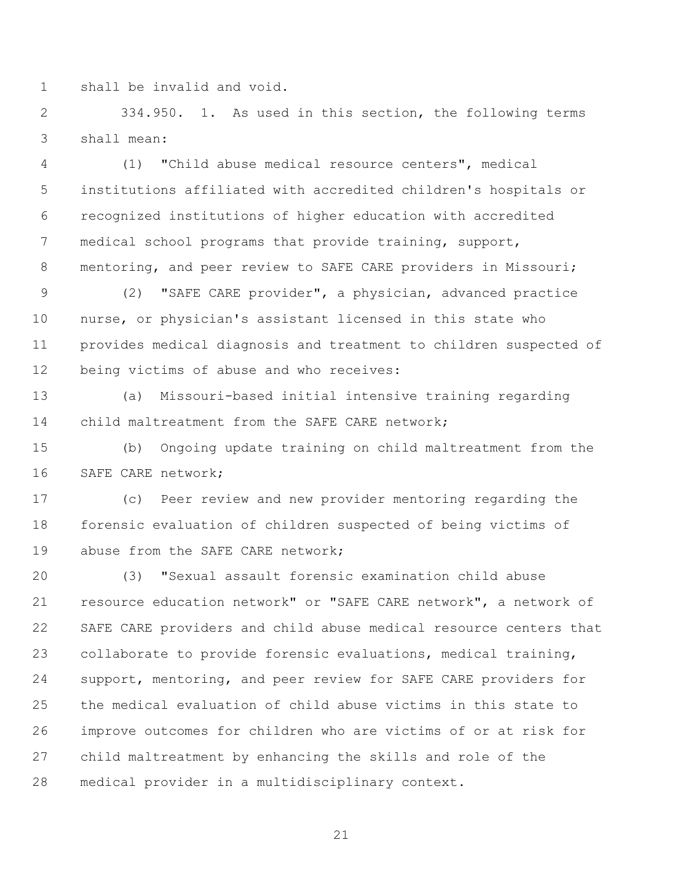shall be invalid and void.

334.950. 1. As used in this section, the following terms shall mean:

(1) "Child abuse medical resource centers", medical institutions affiliated with accredited children's hospitals or recognized institutions of higher education with accredited medical school programs that provide training, support, mentoring, and peer review to SAFE CARE providers in Missouri;

(2) "SAFE CARE provider", a physician, advanced practice nurse, or physician's assistant licensed in this state who provides medical diagnosis and treatment to children suspected of being victims of abuse and who receives:

(a) Missouri-based initial intensive training regarding child maltreatment from the SAFE CARE network;

(b) Ongoing update training on child maltreatment from the SAFE CARE network;

(c) Peer review and new provider mentoring regarding the forensic evaluation of children suspected of being victims of abuse from the SAFE CARE network;

(3) "Sexual assault forensic examination child abuse resource education network" or "SAFE CARE network", a network of SAFE CARE providers and child abuse medical resource centers that collaborate to provide forensic evaluations, medical training, support, mentoring, and peer review for SAFE CARE providers for the medical evaluation of child abuse victims in this state to improve outcomes for children who are victims of or at risk for child maltreatment by enhancing the skills and role of the medical provider in a multidisciplinary context.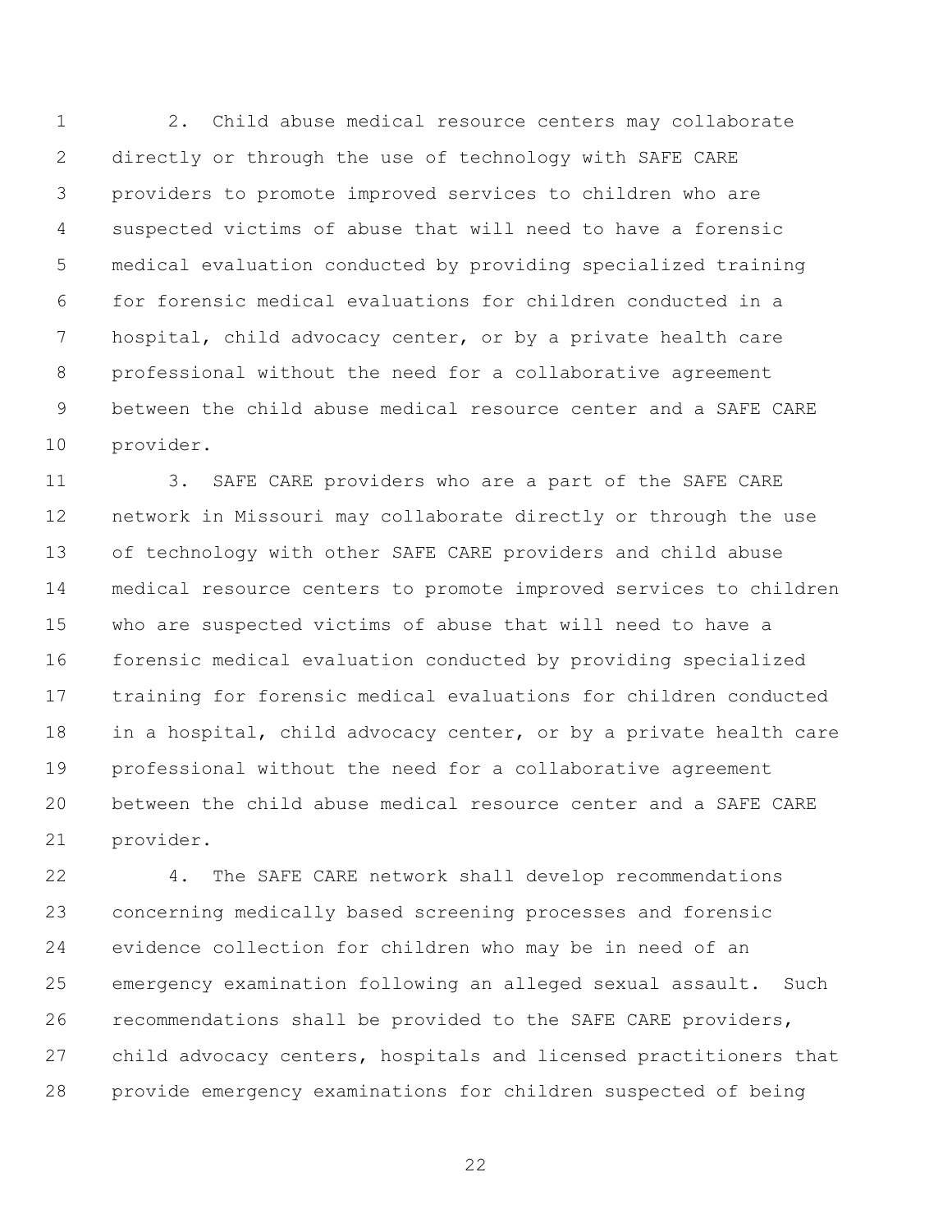2. Child abuse medical resource centers may collaborate directly or through the use of technology with SAFE CARE providers to promote improved services to children who are suspected victims of abuse that will need to have a forensic medical evaluation conducted by providing specialized training for forensic medical evaluations for children conducted in a hospital, child advocacy center, or by a private health care professional without the need for a collaborative agreement between the child abuse medical resource center and a SAFE CARE provider.

3. SAFE CARE providers who are a part of the SAFE CARE network in Missouri may collaborate directly or through the use of technology with other SAFE CARE providers and child abuse medical resource centers to promote improved services to children who are suspected victims of abuse that will need to have a forensic medical evaluation conducted by providing specialized training for forensic medical evaluations for children conducted in a hospital, child advocacy center, or by a private health care professional without the need for a collaborative agreement between the child abuse medical resource center and a SAFE CARE provider.

4. The SAFE CARE network shall develop recommendations concerning medically based screening processes and forensic evidence collection for children who may be in need of an emergency examination following an alleged sexual assault. Such recommendations shall be provided to the SAFE CARE providers, child advocacy centers, hospitals and licensed practitioners that provide emergency examinations for children suspected of being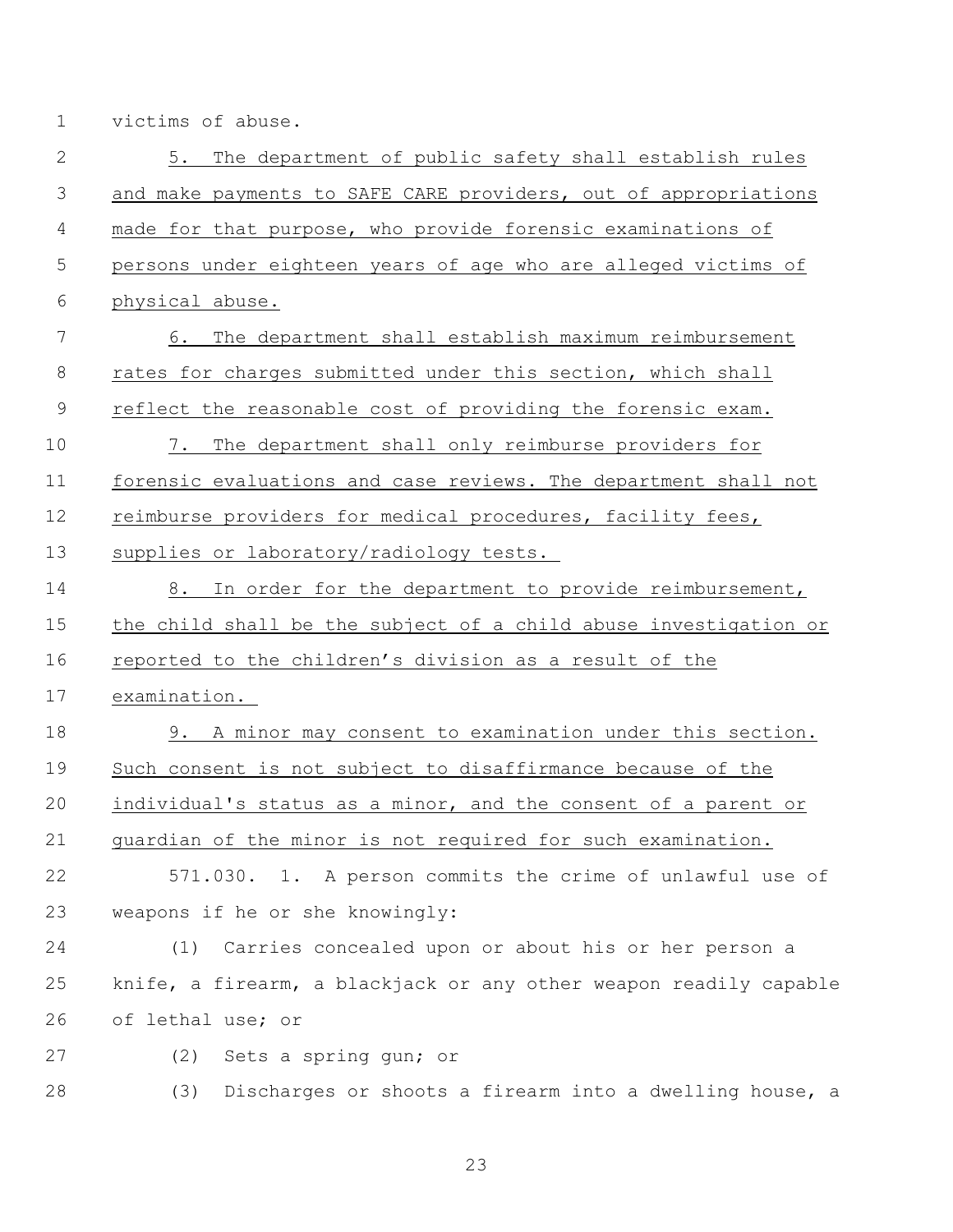victims of abuse.

5. The department of public safety shall establish rules and make payments to SAFE CARE providers, out of appropriations made for that purpose, who provide forensic examinations of persons under eighteen years of age who are alleged victims of physical abuse.

6. The department shall establish maximum reimbursement rates for charges submitted under this section, which shall reflect the reasonable cost of providing the forensic exam.

7. The department shall only reimburse providers for forensic evaluations and case reviews. The department shall not reimburse providers for medical procedures, facility fees, supplies or laboratory/radiology tests.

8. In order for the department to provide reimbursement, the child shall be the subject of a child abuse investigation or reported to the children's division as a result of the examination.

9. A minor may consent to examination under this section. Such consent is not subject to disaffirmance because of the individual's status as a minor, and the consent of a parent or guardian of the minor is not required for such examination.

571.030. 1. A person commits the crime of unlawful use of weapons if he or she knowingly:

(1) Carries concealed upon or about his or her person a knife, a firearm, a blackjack or any other weapon readily capable of lethal use; or

(2) Sets a spring gun; or

(3) Discharges or shoots a firearm into a dwelling house, a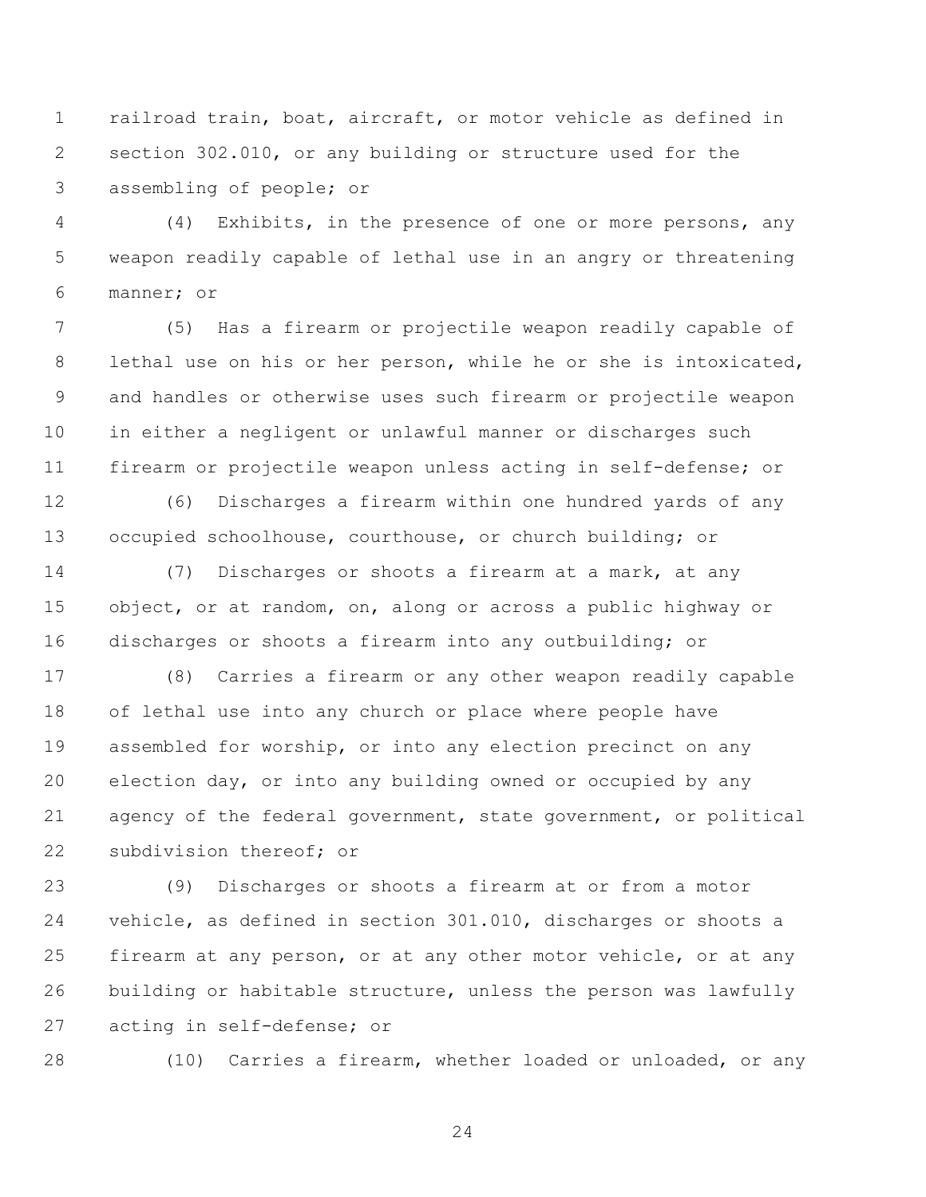railroad train, boat, aircraft, or motor vehicle as defined in section 302.010, or any building or structure used for the assembling of people; or

(4) Exhibits, in the presence of one or more persons, any weapon readily capable of lethal use in an angry or threatening manner; or

(5) Has a firearm or projectile weapon readily capable of lethal use on his or her person, while he or she is intoxicated, and handles or otherwise uses such firearm or projectile weapon in either a negligent or unlawful manner or discharges such firearm or projectile weapon unless acting in self-defense; or

(6) Discharges a firearm within one hundred yards of any occupied schoolhouse, courthouse, or church building; or

(7) Discharges or shoots a firearm at a mark, at any object, or at random, on, along or across a public highway or discharges or shoots a firearm into any outbuilding; or

(8) Carries a firearm or any other weapon readily capable of lethal use into any church or place where people have assembled for worship, or into any election precinct on any election day, or into any building owned or occupied by any agency of the federal government, state government, or political subdivision thereof; or

(9) Discharges or shoots a firearm at or from a motor vehicle, as defined in section 301.010, discharges or shoots a firearm at any person, or at any other motor vehicle, or at any building or habitable structure, unless the person was lawfully acting in self-defense; or

(10) Carries a firearm, whether loaded or unloaded, or any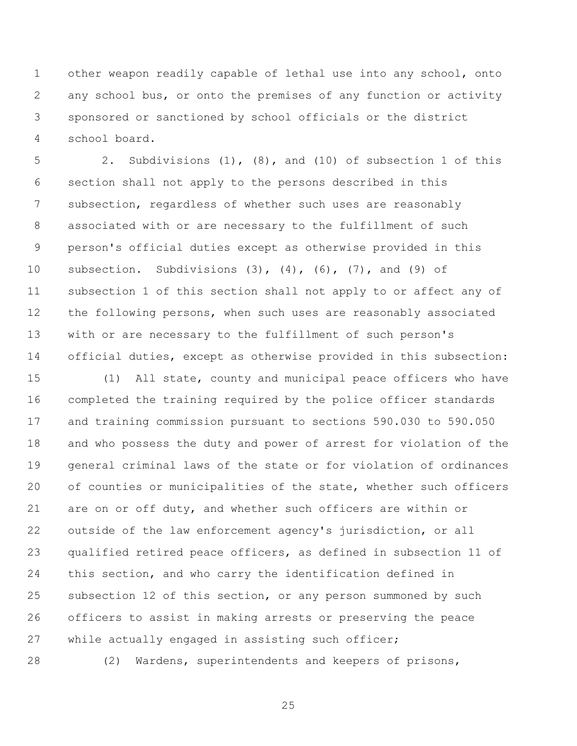other weapon readily capable of lethal use into any school, onto any school bus, or onto the premises of any function or activity sponsored or sanctioned by school officials or the district school board.

2. Subdivisions (1), (8), and (10) of subsection 1 of this section shall not apply to the persons described in this subsection, regardless of whether such uses are reasonably associated with or are necessary to the fulfillment of such person's official duties except as otherwise provided in this subsection. Subdivisions (3), (4), (6), (7), and (9) of subsection 1 of this section shall not apply to or affect any of the following persons, when such uses are reasonably associated with or are necessary to the fulfillment of such person's official duties, except as otherwise provided in this subsection:

(1) All state, county and municipal peace officers who have completed the training required by the police officer standards and training commission pursuant to sections 590.030 to 590.050 and who possess the duty and power of arrest for violation of the general criminal laws of the state or for violation of ordinances of counties or municipalities of the state, whether such officers are on or off duty, and whether such officers are within or outside of the law enforcement agency's jurisdiction, or all qualified retired peace officers, as defined in subsection 11 of this section, and who carry the identification defined in subsection 12 of this section, or any person summoned by such officers to assist in making arrests or preserving the peace while actually engaged in assisting such officer;

(2) Wardens, superintendents and keepers of prisons,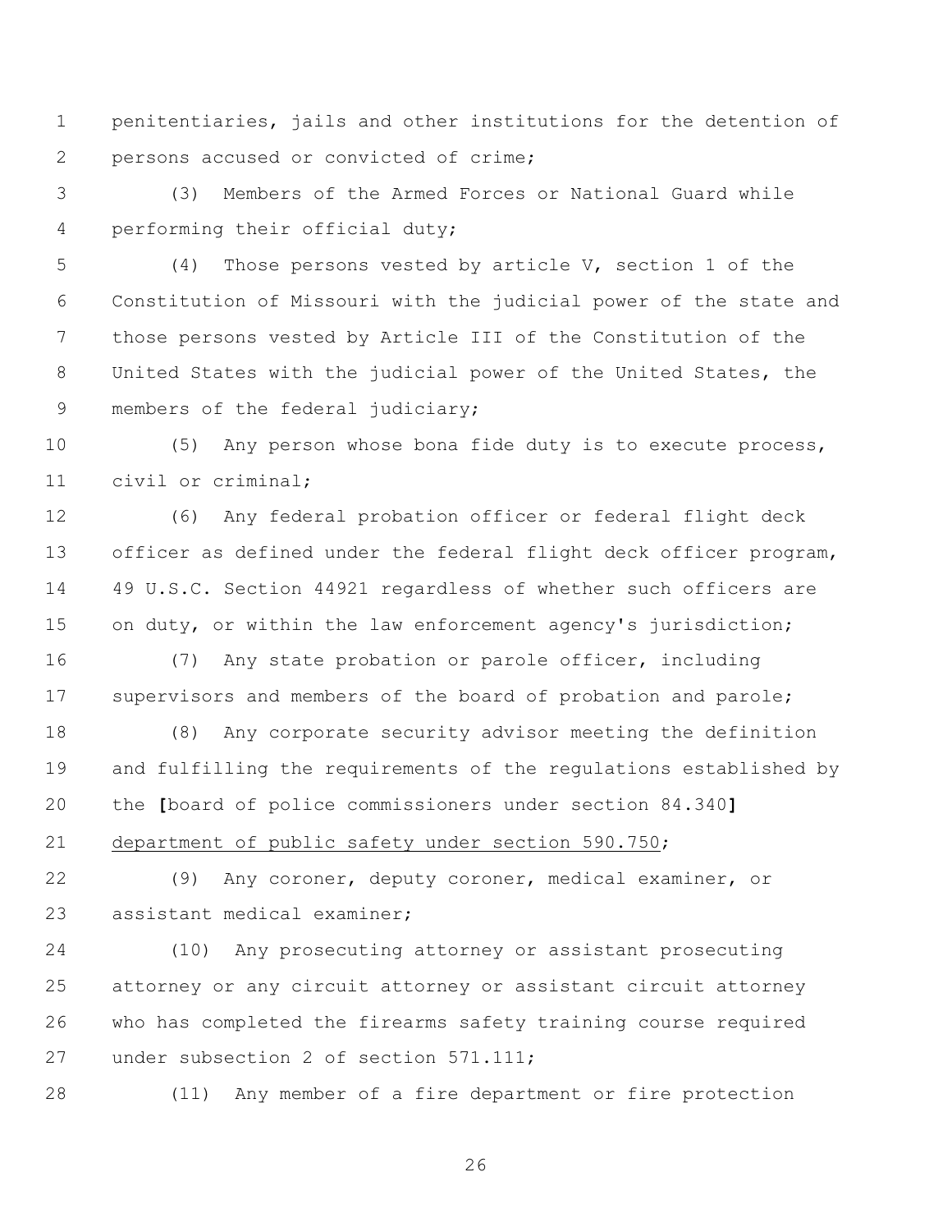penitentiaries, jails and other institutions for the detention of persons accused or convicted of crime;

(3) Members of the Armed Forces or National Guard while performing their official duty;

(4) Those persons vested by article V, section 1 of the Constitution of Missouri with the judicial power of the state and those persons vested by Article III of the Constitution of the United States with the judicial power of the United States, the members of the federal judiciary;

(5) Any person whose bona fide duty is to execute process, civil or criminal;

(6) Any federal probation officer or federal flight deck officer as defined under the federal flight deck officer program, 49 U.S.C. Section 44921 regardless of whether such officers are on duty, or within the law enforcement agency's jurisdiction;

(7) Any state probation or parole officer, including supervisors and members of the board of probation and parole;

(8) Any corporate security advisor meeting the definition and fulfilling the requirements of the regulations established by the **[**board of police commissioners under section 84.340**]** <u>department of public safety under section 590.750</u>;

(9) Any coroner, deputy coroner, medical examiner, or assistant medical examiner;

(10) Any prosecuting attorney or assistant prosecuting attorney or any circuit attorney or assistant circuit attorney who has completed the firearms safety training course required under subsection 2 of section 571.111;

(11) Any member of a fire department or fire protection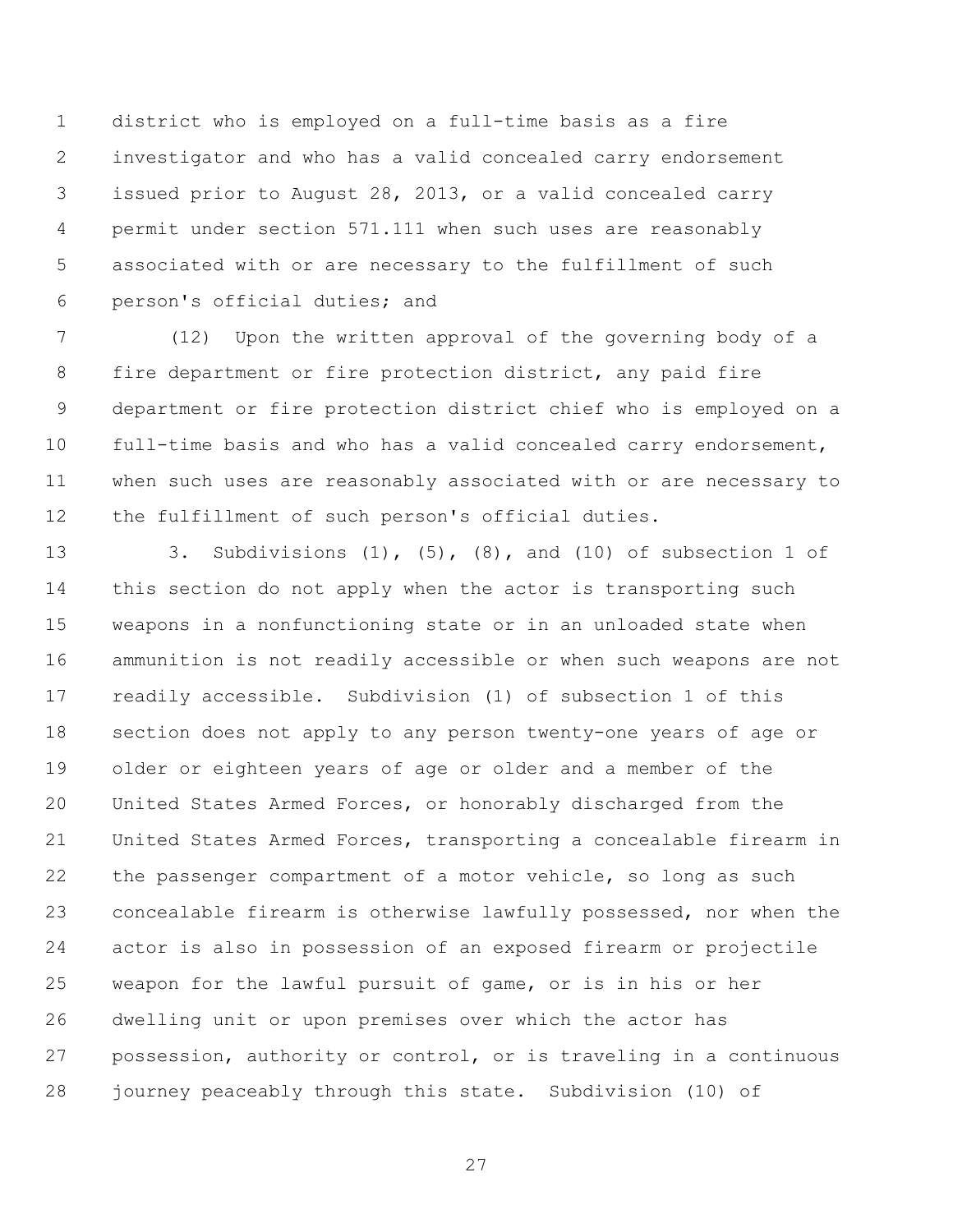district who is employed on a full-time basis as a fire investigator and who has a valid concealed carry endorsement issued prior to August 28, 2013, or a valid concealed carry permit under section 571.111 when such uses are reasonably associated with or are necessary to the fulfillment of such person's official duties; and

(12) Upon the written approval of the governing body of a fire department or fire protection district, any paid fire department or fire protection district chief who is employed on a full-time basis and who has a valid concealed carry endorsement, when such uses are reasonably associated with or are necessary to the fulfillment of such person's official duties.

3. Subdivisions (1), (5), (8), and (10) of subsection 1 of this section do not apply when the actor is transporting such weapons in a nonfunctioning state or in an unloaded state when ammunition is not readily accessible or when such weapons are not readily accessible. Subdivision (1) of subsection 1 of this section does not apply to any person twenty-one years of age or older or eighteen years of age or older and a member of the United States Armed Forces, or honorably discharged from the United States Armed Forces, transporting a concealable firearm in the passenger compartment of a motor vehicle, so long as such concealable firearm is otherwise lawfully possessed, nor when the actor is also in possession of an exposed firearm or projectile weapon for the lawful pursuit of game, or is in his or her dwelling unit or upon premises over which the actor has possession, authority or control, or is traveling in a continuous journey peaceably through this state. Subdivision (10) of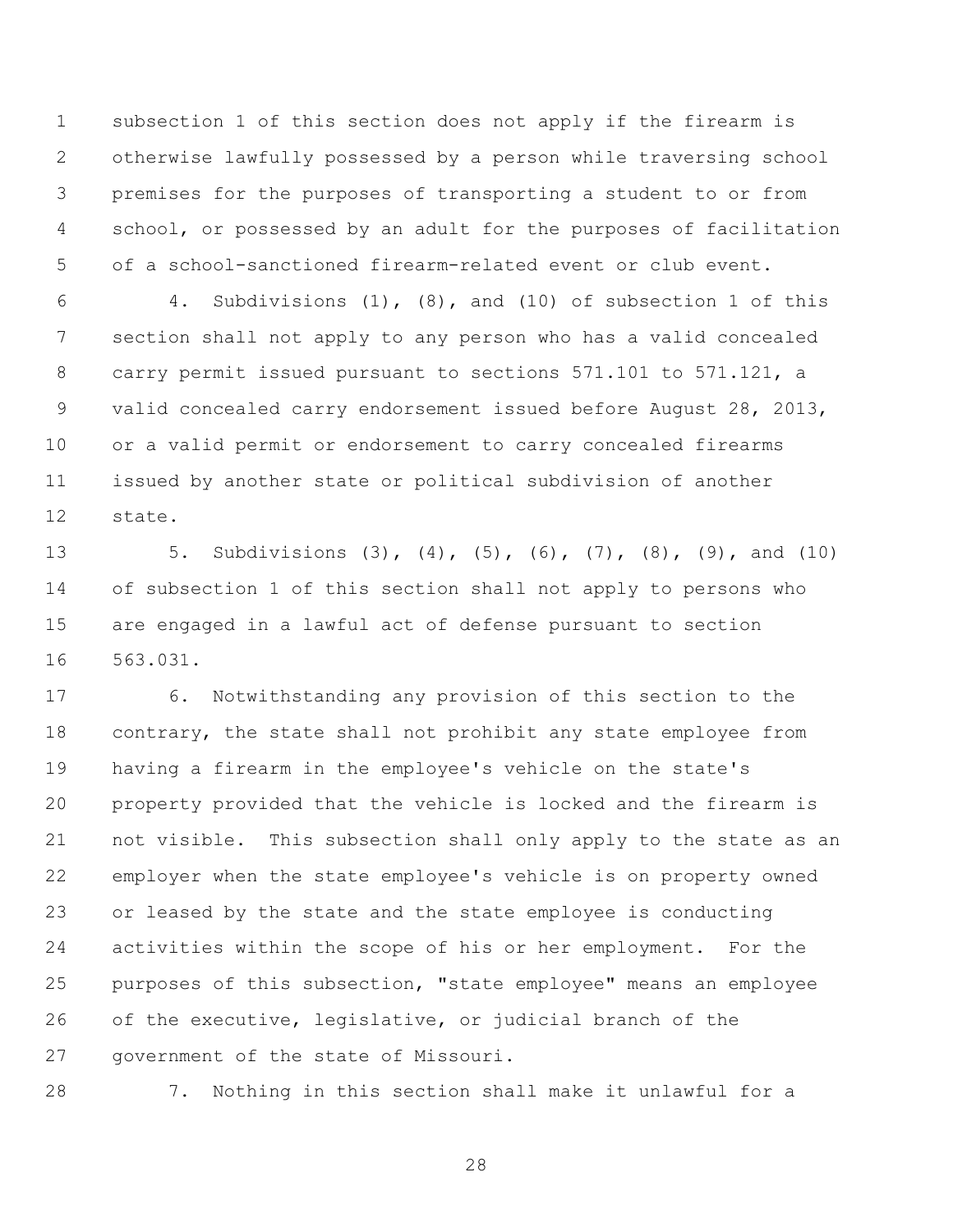subsection 1 of this section does not apply if the firearm is otherwise lawfully possessed by a person while traversing school premises for the purposes of transporting a student to or from school, or possessed by an adult for the purposes of facilitation of a school-sanctioned firearm-related event or club event.

4. Subdivisions (1), (8), and (10) of subsection 1 of this section shall not apply to any person who has a valid concealed carry permit issued pursuant to sections 571.101 to 571.121, a valid concealed carry endorsement issued before August 28, 2013, or a valid permit or endorsement to carry concealed firearms issued by another state or political subdivision of another state.

5. Subdivisions (3), (4), (5), (6), (7), (8), (9), and (10) of subsection 1 of this section shall not apply to persons who are engaged in a lawful act of defense pursuant to section 563.031.

6. Notwithstanding any provision of this section to the contrary, the state shall not prohibit any state employee from having a firearm in the employee's vehicle on the state's property provided that the vehicle is locked and the firearm is not visible. This subsection shall only apply to the state as an employer when the state employee's vehicle is on property owned or leased by the state and the state employee is conducting activities within the scope of his or her employment. For the purposes of this subsection, "state employee" means an employee of the executive, legislative, or judicial branch of the government of the state of Missouri.

7. Nothing in this section shall make it unlawful for a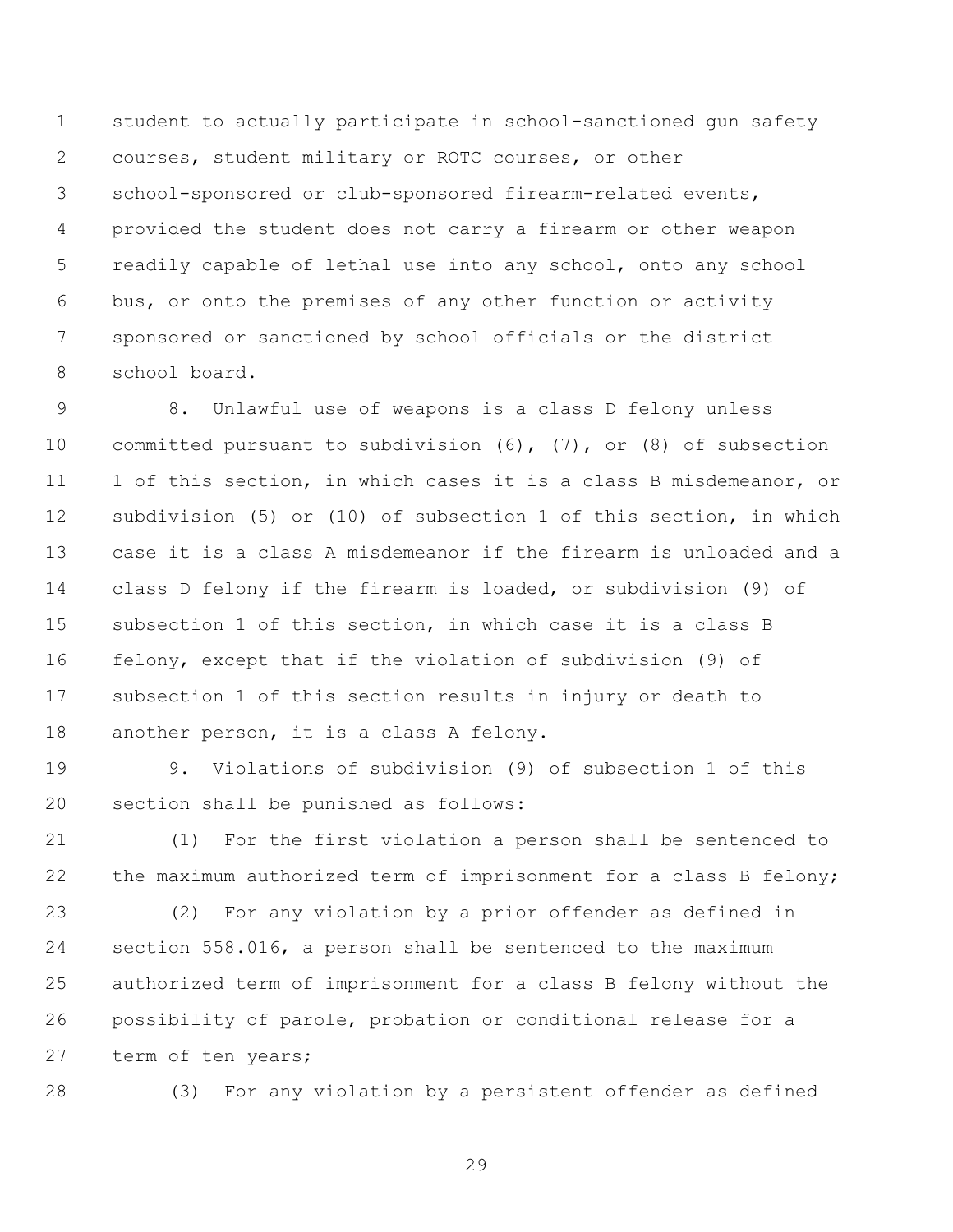student to actually participate in school-sanctioned gun safety courses, student military or ROTC courses, or other school-sponsored or club-sponsored firearm-related events, provided the student does not carry a firearm or other weapon readily capable of lethal use into any school, onto any school bus, or onto the premises of any other function or activity sponsored or sanctioned by school officials or the district school board.

8. Unlawful use of weapons is a class D felony unless committed pursuant to subdivision (6), (7), or (8) of subsection 1 of this section, in which cases it is a class B misdemeanor, or subdivision (5) or (10) of subsection 1 of this section, in which case it is a class A misdemeanor if the firearm is unloaded and a class D felony if the firearm is loaded, or subdivision (9) of subsection 1 of this section, in which case it is a class B felony, except that if the violation of subdivision (9) of subsection 1 of this section results in injury or death to another person, it is a class A felony.

9. Violations of subdivision (9) of subsection 1 of this section shall be punished as follows:

(1) For the first violation a person shall be sentenced to the maximum authorized term of imprisonment for a class B felony;

(2) For any violation by a prior offender as defined in section 558.016, a person shall be sentenced to the maximum authorized term of imprisonment for a class B felony without the possibility of parole, probation or conditional release for a term of ten years;

(3) For any violation by a persistent offender as defined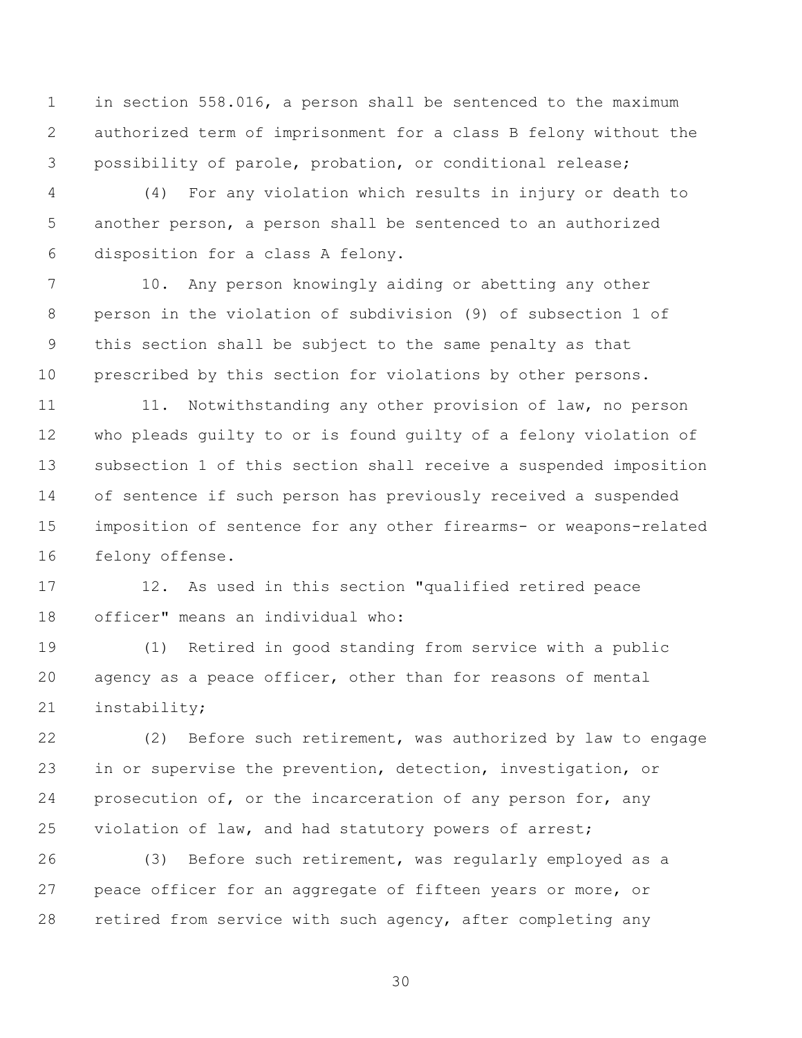in section 558.016, a person shall be sentenced to the maximum authorized term of imprisonment for a class B felony without the possibility of parole, probation, or conditional release;

(4) For any violation which results in injury or death to another person, a person shall be sentenced to an authorized disposition for a class A felony.

10. Any person knowingly aiding or abetting any other person in the violation of subdivision (9) of subsection 1 of this section shall be subject to the same penalty as that prescribed by this section for violations by other persons.

11. Notwithstanding any other provision of law, no person who pleads guilty to or is found guilty of a felony violation of subsection 1 of this section shall receive a suspended imposition of sentence if such person has previously received a suspended imposition of sentence for any other firearms- or weapons-related felony offense.

12. As used in this section "qualified retired peace officer" means an individual who:

(1) Retired in good standing from service with a public agency as a peace officer, other than for reasons of mental instability;

(2) Before such retirement, was authorized by law to engage in or supervise the prevention, detection, investigation, or prosecution of, or the incarceration of any person for, any violation of law, and had statutory powers of arrest;

(3) Before such retirement, was regularly employed as a peace officer for an aggregate of fifteen years or more, or retired from service with such agency, after completing any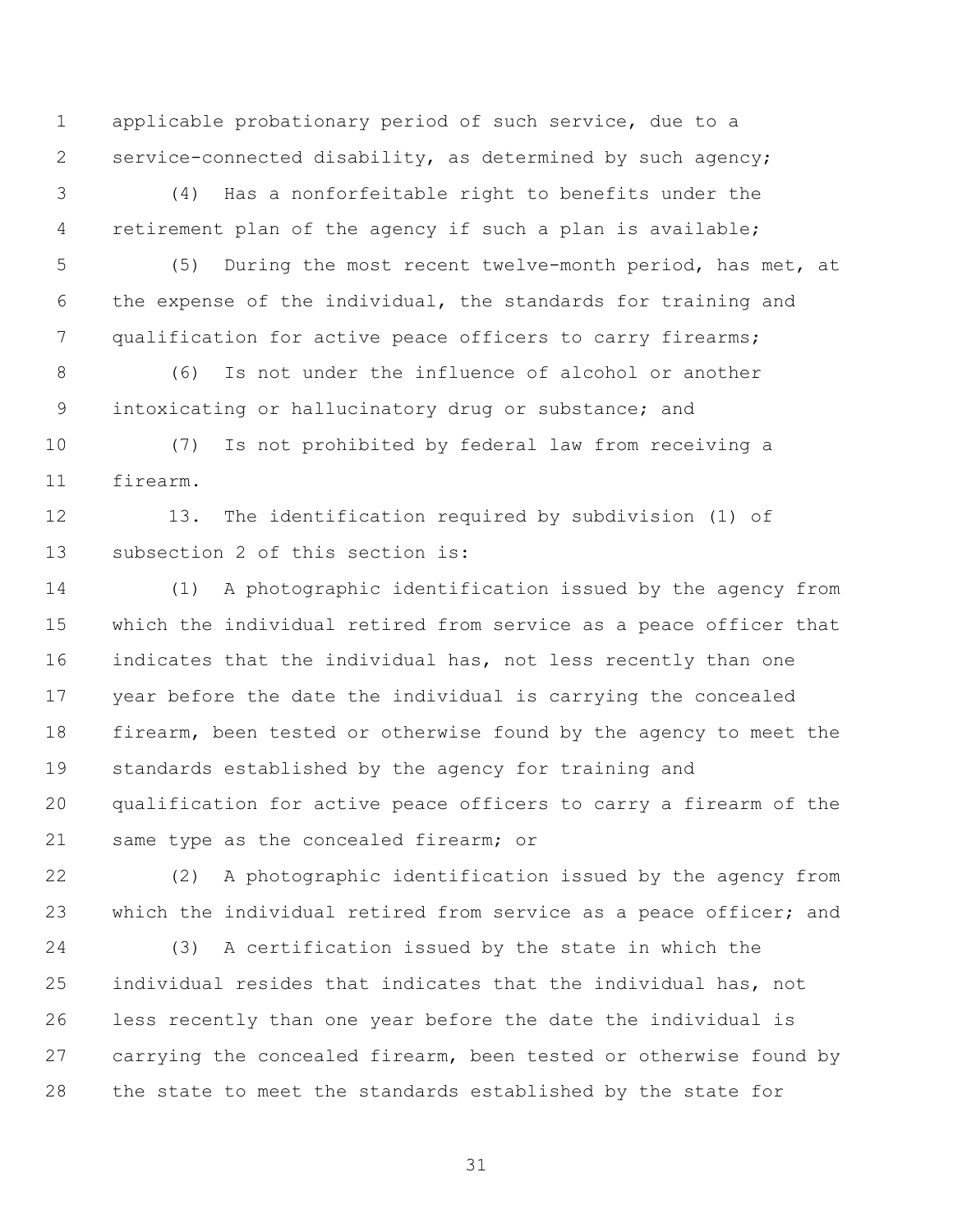applicable probationary period of such service, due to a service-connected disability, as determined by such agency;

(4) Has a nonforfeitable right to benefits under the retirement plan of the agency if such a plan is available;

(5) During the most recent twelve-month period, has met, at the expense of the individual, the standards for training and qualification for active peace officers to carry firearms;

(6) Is not under the influence of alcohol or another intoxicating or hallucinatory drug or substance; and

(7) Is not prohibited by federal law from receiving a firearm.

13. The identification required by subdivision (1) of subsection 2 of this section is:

(1) A photographic identification issued by the agency from which the individual retired from service as a peace officer that indicates that the individual has, not less recently than one year before the date the individual is carrying the concealed firearm, been tested or otherwise found by the agency to meet the standards established by the agency for training and qualification for active peace officers to carry a firearm of the same type as the concealed firearm; or

(2) A photographic identification issued by the agency from which the individual retired from service as a peace officer; and

(3) A certification issued by the state in which the individual resides that indicates that the individual has, not less recently than one year before the date the individual is carrying the concealed firearm, been tested or otherwise found by the state to meet the standards established by the state for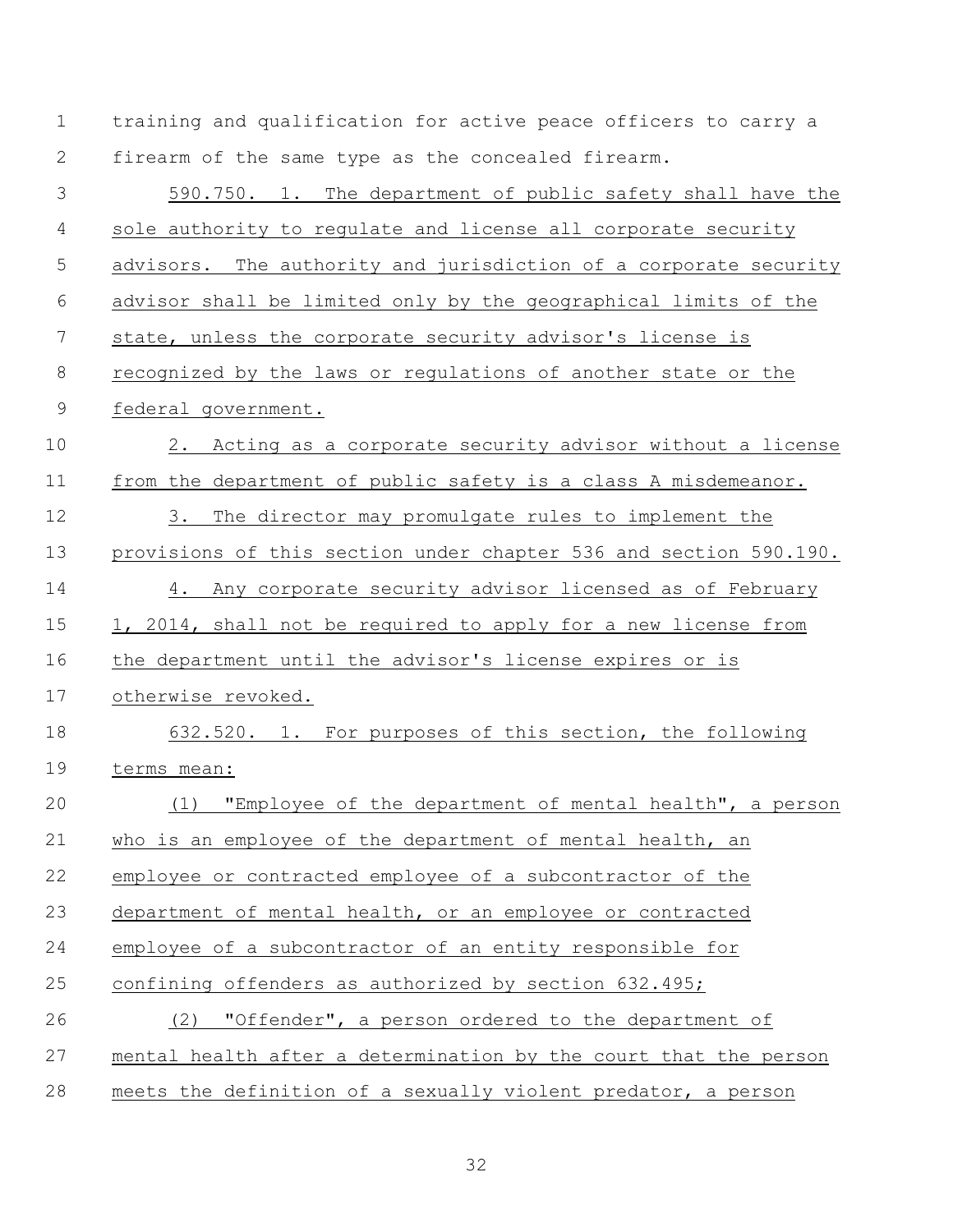training and qualification for active peace officers to carry a firearm of the same type as the concealed firearm.

590.750. 1. The department of public safety shall have the sole authority to regulate and license all corporate security advisors. The authority and jurisdiction of a corporate security advisor shall be limited only by the geographical limits of the state, unless the corporate security advisor's license is recognized by the laws or regulations of another state or the federal government.

2. Acting as a corporate security advisor without a license from the department of public safety is a class A misdemeanor.

3. The director may promulgate rules to implement the provisions of this section under chapter 536 and section 590.190.

4. Any corporate security advisor licensed as of February 1, 2014, shall not be required to apply for a new license from the department until the advisor's license expires or is otherwise revoked.

632.520. 1. For purposes of this section, the following terms mean:

(1) "Employee of the department of mental health", a person who is an employee of the department of mental health, an employee or contracted employee of a subcontractor of the department of mental health, or an employee or contracted employee of a subcontractor of an entity responsible for confining offenders as authorized by section 632.495;

(2) "Offender", a person ordered to the department of mental health after a determination by the court that the person meets the definition of a sexually violent predator, a person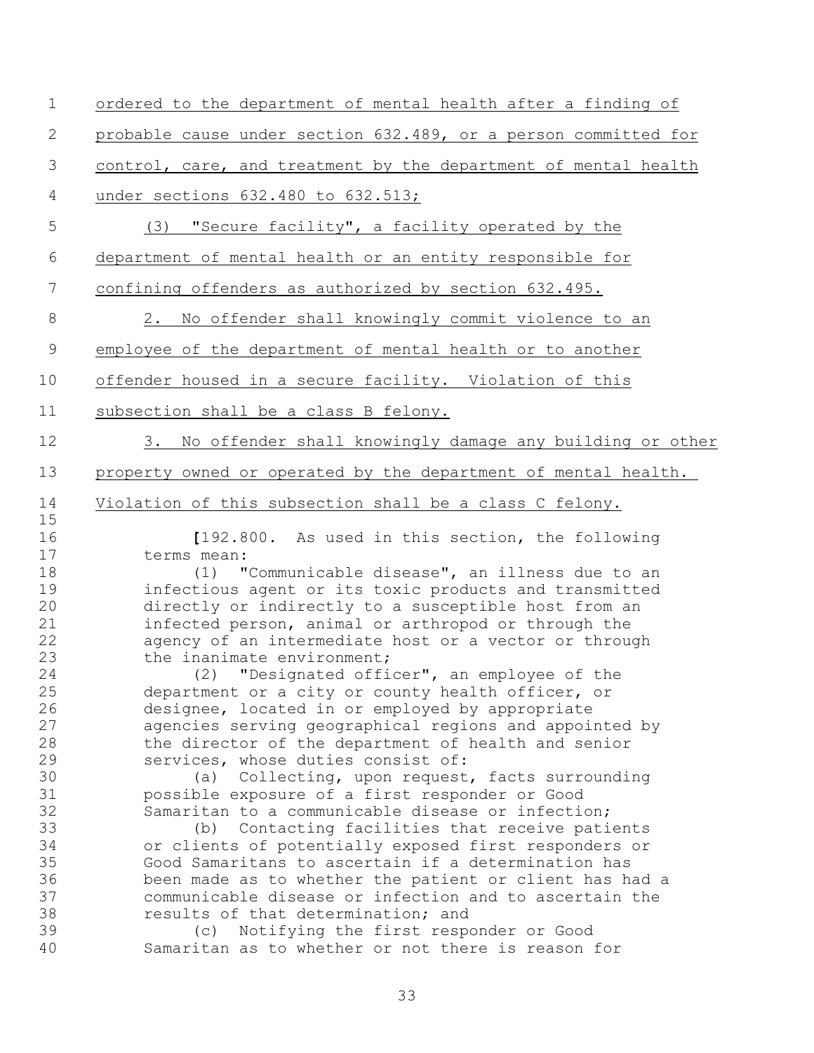ordered to the department of mental health after a finding of probable cause under section 632.489, or a person committed for control, care, and treatment by the department of mental health under sections 632.480 to 632.513;

(3) "Secure facility", a facility operated by the department of mental health or an entity responsible for confining offenders as authorized by section 632.495.

2. No offender shall knowingly commit violence to an employee of the department of mental health or to another offender housed in a secure facility. Violation of this subsection shall be a class B felony.

3. No offender shall knowingly damage any building or other property owned or operated by the department of mental health. Violation of this subsection shall be a class C felony.

[192.800. As used in this section, the following terms mean:

(1) "Communicable disease", an illness due to an infectious agent or its toxic products and transmitted directly or indirectly to a susceptible host from an infected person, animal or arthropod or through the agency of an intermediate host or a vector or through the inanimate environment;

(2) "Designated officer", an employee of the department or a city or county health officer, or designee, located in or employed by appropriate agencies serving geographical regions and appointed by the director of the department of health and senior services, whose duties consist of:

(a) Collecting, upon request, facts surrounding possible exposure of a first responder or Good Samaritan to a communicable disease or infection;

(b) Contacting facilities that receive patients or clients of potentially exposed first responders or Good Samaritans to ascertain if a determination has been made as to whether the patient or client has had a communicable disease or infection and to ascertain the results of that determination; and

(c) Notifying the first responder or Good Samaritan as to whether or not there is reason for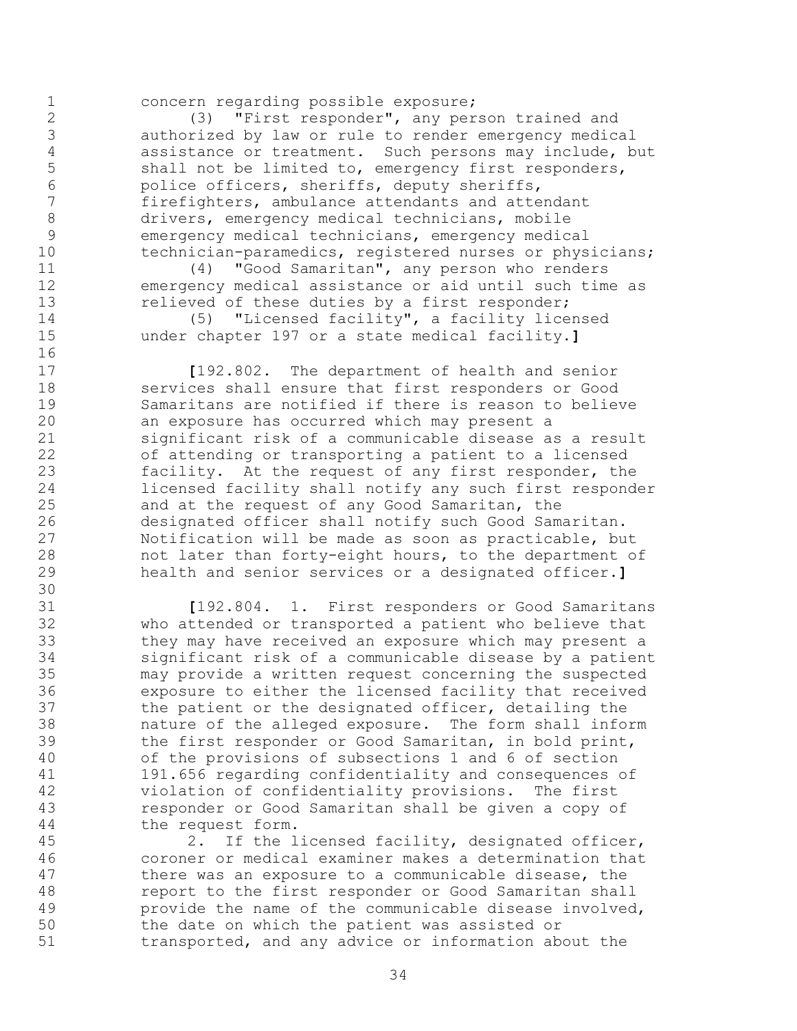concern regarding possible exposure;

(3) "First responder", any person trained and authorized by law or rule to render emergency medical assistance or treatment. Such persons may include, but shall not be limited to, emergency first responders, police officers, sheriffs, deputy sheriffs, firefighters, ambulance attendants and attendant drivers, emergency medical technicians, mobile emergency medical technicians, emergency medical technician-paramedics, registered nurses or physicians;

(4) "Good Samaritan", any person who renders emergency medical assistance or aid until such time as relieved of these duties by a first responder;

(5) "Licensed facility", a facility licensed under chapter 197 or a state medical facility.**]**

**[**192.802. The department of health and senior services shall ensure that first responders or Good Samaritans are notified if there is reason to believe an exposure has occurred which may present a significant risk of a communicable disease as a result of attending or transporting a patient to a licensed facility. At the request of any first responder, the licensed facility shall notify any such first responder and at the request of any Good Samaritan, the designated officer shall notify such Good Samaritan. Notification will be made as soon as practicable, but not later than forty-eight hours, to the department of health and senior services or a designated officer.**]**

**[**192.804. 1. First responders or Good Samaritans who attended or transported a patient who believe that they may have received an exposure which may present a significant risk of a communicable disease by a patient may provide a written request concerning the suspected exposure to either the licensed facility that received the patient or the designated officer, detailing the nature of the alleged exposure. The form shall inform the first responder or Good Samaritan, in bold print, of the provisions of subsections 1 and 6 of section 191.656 regarding confidentiality and consequences of violation of confidentiality provisions. The first responder or Good Samaritan shall be given a copy of the request form.

2. If the licensed facility, designated officer, coroner or medical examiner makes a determination that there was an exposure to a communicable disease, the report to the first responder or Good Samaritan shall provide the name of the communicable disease involved, the date on which the patient was assisted or transported, and any advice or information about the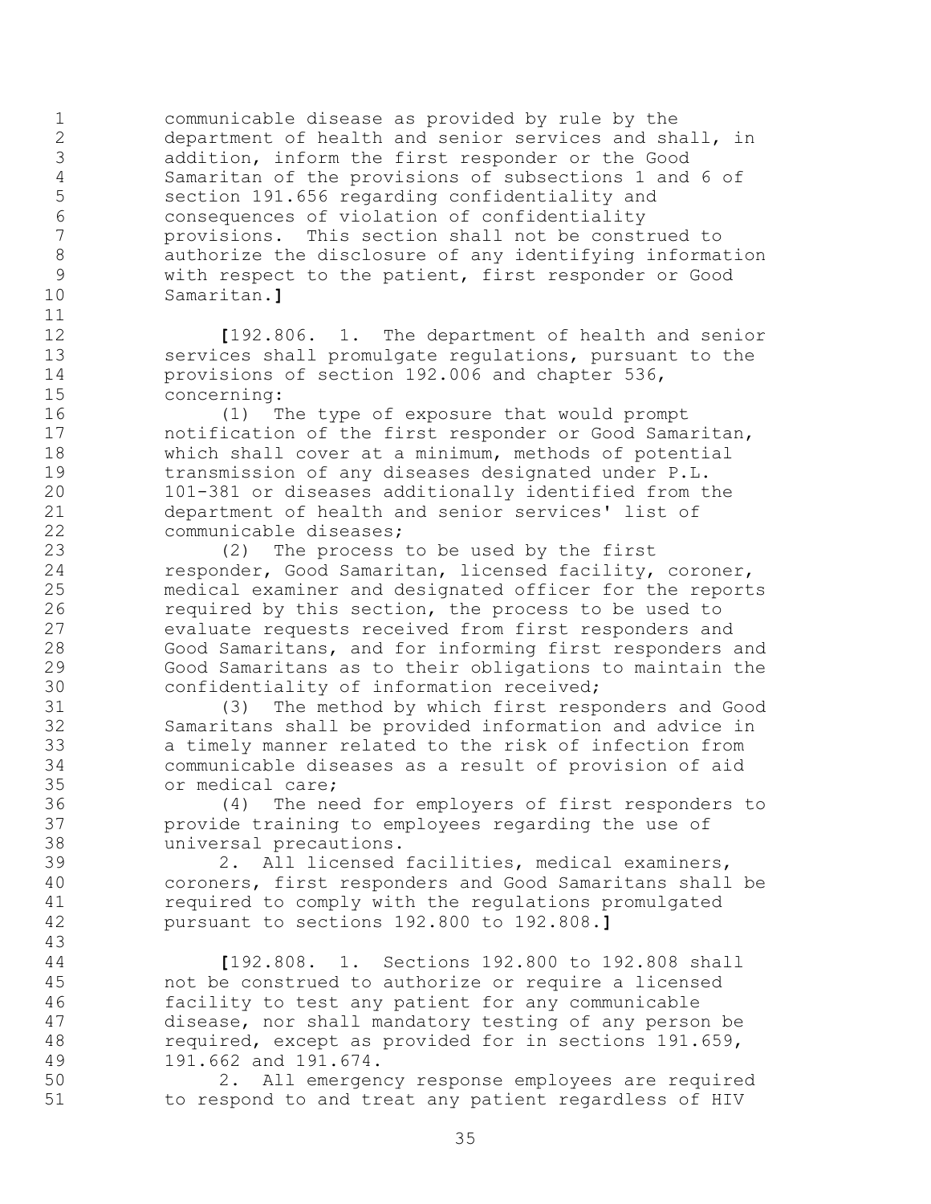communicable disease as provided by rule by the department of health and senior services and shall, in addition, inform the first responder or the Good Samaritan of the provisions of subsections 1 and 6 of section 191.656 regarding confidentiality and consequences of violation of confidentiality provisions. This section shall not be construed to authorize the disclosure of any identifying information with respect to the patient, first responder or Good Samaritan.**]**

**[**192.806. 1. The department of health and senior services shall promulgate regulations, pursuant to the provisions of section 192.006 and chapter 536, concerning:

(1) The type of exposure that would prompt notification of the first responder or Good Samaritan, which shall cover at a minimum, methods of potential transmission of any diseases designated under P.L. 101-381 or diseases additionally identified from the department of health and senior services' list of communicable diseases;

(2) The process to be used by the first responder, Good Samaritan, licensed facility, coroner, medical examiner and designated officer for the reports required by this section, the process to be used to evaluate requests received from first responders and Good Samaritans, and for informing first responders and Good Samaritans as to their obligations to maintain the confidentiality of information received;

(3) The method by which first responders and Good Samaritans shall be provided information and advice in a timely manner related to the risk of infection from communicable diseases as a result of provision of aid or medical care;

(4) The need for employers of first responders to provide training to employees regarding the use of universal precautions.

2. All licensed facilities, medical examiners, coroners, first responders and Good Samaritans shall be required to comply with the regulations promulgated pursuant to sections 192.800 to 192.808.**]**

**[**192.808. 1. Sections 192.800 to 192.808 shall not be construed to authorize or require a licensed facility to test any patient for any communicable disease, nor shall mandatory testing of any person be required, except as provided for in sections 191.659, 191.662 and 191.674.

2. All emergency response employees are required to respond to and treat any patient regardless of HIV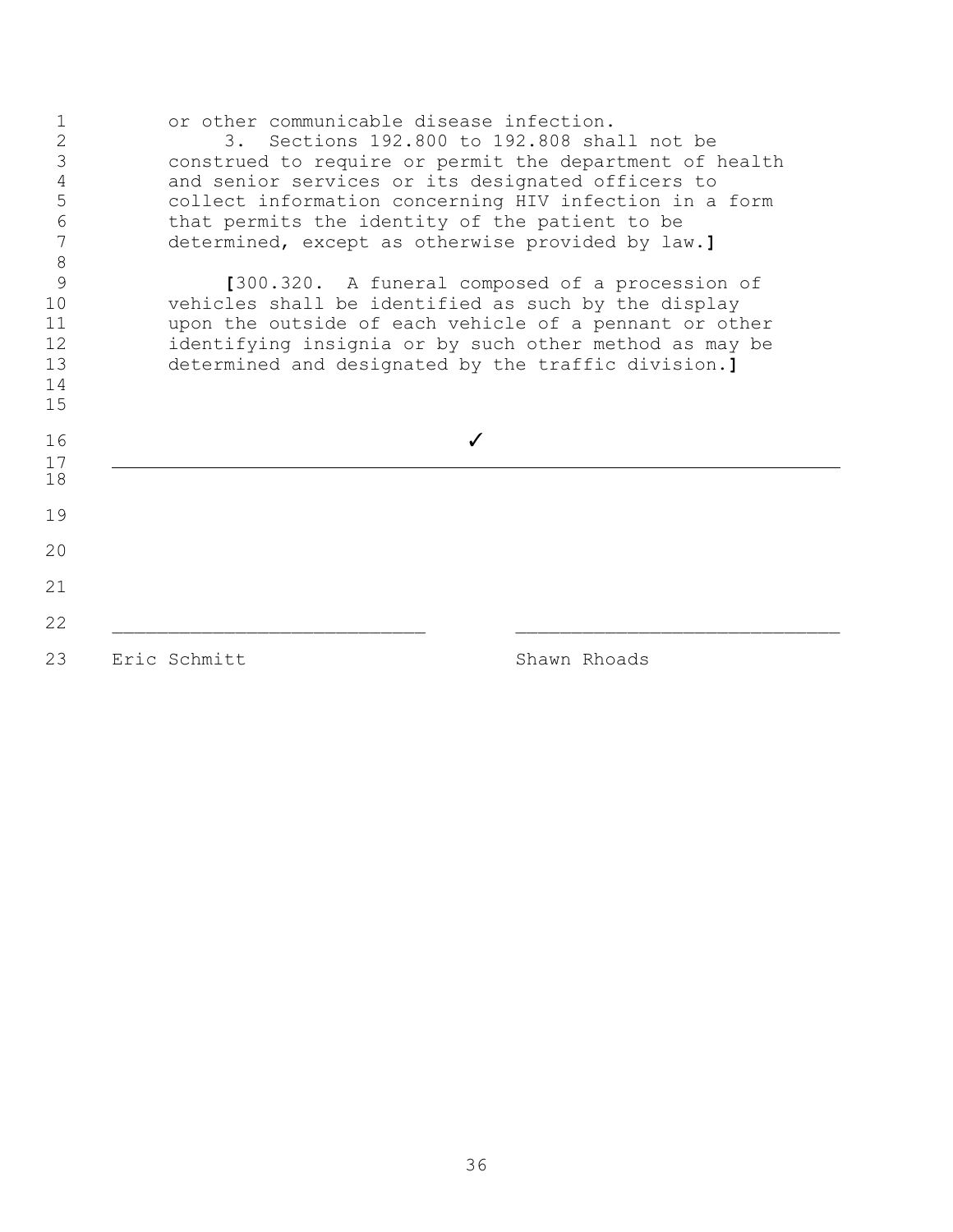or other communicable disease infection.

3. Sections 192.800 to 192.808 shall not be construed to require or permit the department of health and senior services or its designated officers to collect information concerning HIV infection in a form that permits the identity of the patient to be determined, except as otherwise provided by law.**]**

**[**300.320. A funeral composed of a procession of vehicles shall be identified as such by the display upon the outside of each vehicle of a pennant or other identifying insignia or by such other method as may be determined and designated by the traffic division.**]**

✓

---

\_\_\_\_\_\_\_\_\_\_\_\_\_\_\_\_\_\_\_\_\_\_\_\_\_\_\_\_ \_\_\_\_\_\_\_\_\_\_\_\_\_\_\_\_\_\_\_\_\_\_\_\_\_\_\_\_\_\_

Eric Schmitt Shawn Rhoads